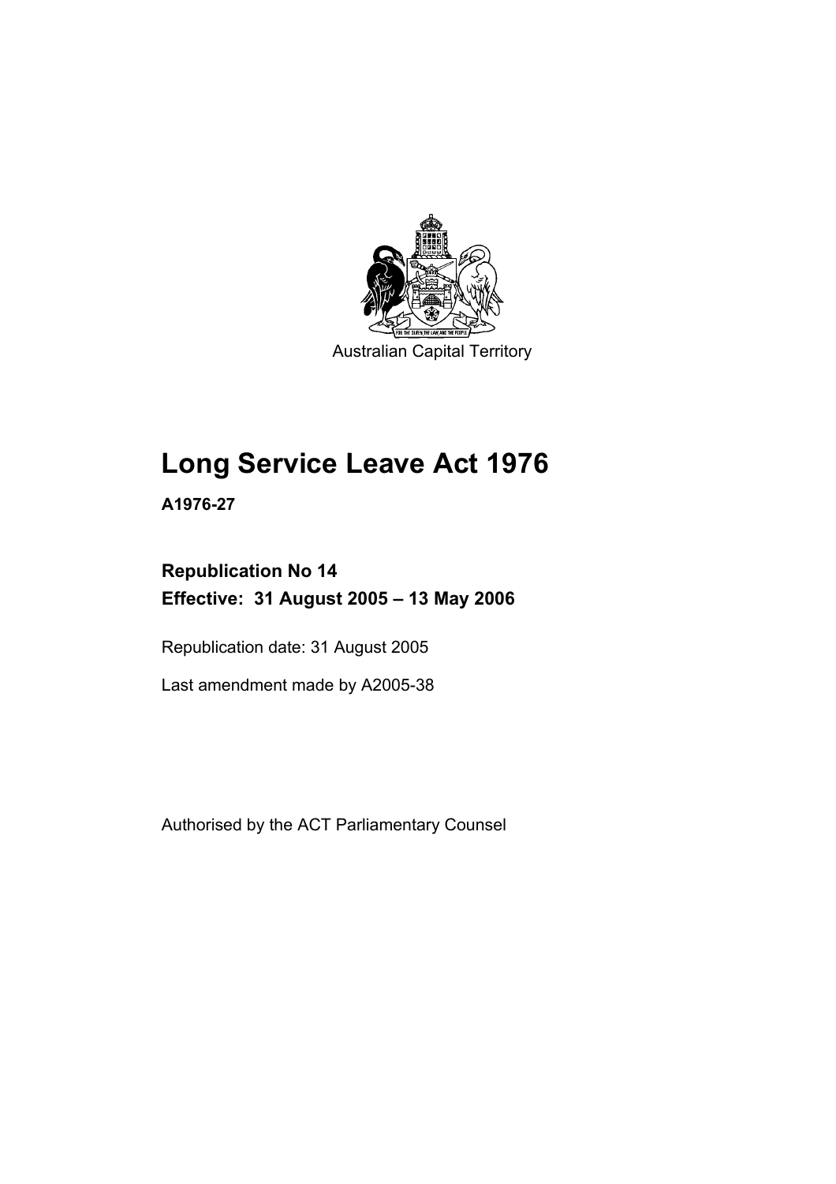Australian Capital Territory

# Long Service Leave Act 1976

**A1976-27**

**Republication No 14**
**Effective: 31 August 2005 – 13 May 2006**

Republication date: 31 August 2005

Last amendment made by A2005-38

Authorised by the ACT Parliamentary Counsel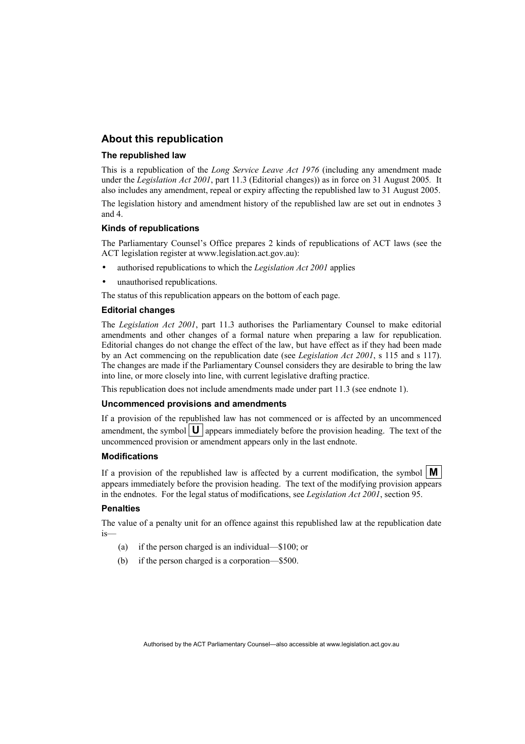## About this republication

### The republished law

This is a republication of the *Long Service Leave Act 1976* (including any amendment made under the *Legislation Act 2001*, part 11.3 (Editorial changes)) as in force on 31 August 2005. It also includes any amendment, repeal or expiry affecting the republished law to 31 August 2005.

The legislation history and amendment history of the republished law are set out in endnotes 3 and 4.

### Kinds of republications

The Parliamentary Counsel's Office prepares 2 kinds of republications of ACT laws (see the ACT legislation register at www.legislation.act.gov.au):

- authorised republications to which the *Legislation Act 2001* applies
- unauthorised republications.

The status of this republication appears on the bottom of each page.

### Editorial changes

The *Legislation Act 2001*, part 11.3 authorises the Parliamentary Counsel to make editorial amendments and other changes of a formal nature when preparing a law for republication. Editorial changes do not change the effect of the law, but have effect as if they had been made by an Act commencing on the republication date (see *Legislation Act 2001*, s 115 and s 117). The changes are made if the Parliamentary Counsel considers they are desirable to bring the law into line, or more closely into line, with current legislative drafting practice.

This republication does not include amendments made under part 11.3 (see endnote 1).

### Uncommenced provisions and amendments

If a provision of the republished law has not commenced or is affected by an uncommenced amendment, the symbol **U** appears immediately before the provision heading. The text of the uncommenced provision or amendment appears only in the last endnote.

### Modifications

If a provision of the republished law is affected by a current modification, the symbol **M** appears immediately before the provision heading. The text of the modifying provision appears in the endnotes. For the legal status of modifications, see *Legislation Act 2001*, section 95.

### Penalties

The value of a penalty unit for an offence against this republished law at the republication date is—

(a) if the person charged is an individual—$100; or

(b) if the person charged is a corporation—$500.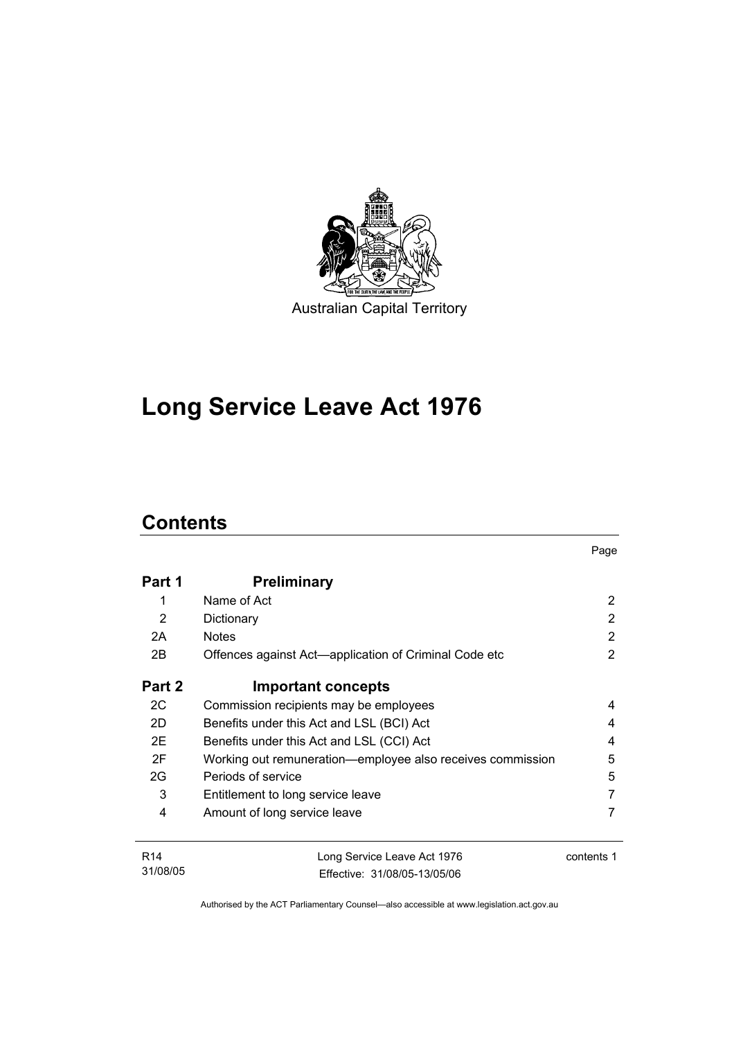Australian Capital Territory

# Long Service Leave Act 1976

## Contents

| | | Page |
|---|---|---|
| **Part 1** | **Preliminary** | |
| 1 | Name of Act | 2 |
| 2 | Dictionary | 2 |
| 2A | Notes | 2 |
| 2B | Offences against Act—application of Criminal Code etc | 2 |
| **Part 2** | **Important concepts** | |
| 2C | Commission recipients may be employees | 4 |
| 2D | Benefits under this Act and LSL (BCI) Act | 4 |
| 2E | Benefits under this Act and LSL (CCI) Act | 4 |
| 2F | Working out remuneration—employee also receives commission | 5 |
| 2G | Periods of service | 5 |
| 3 | Entitlement to long service leave | 7 |
| 4 | Amount of long service leave | 7 |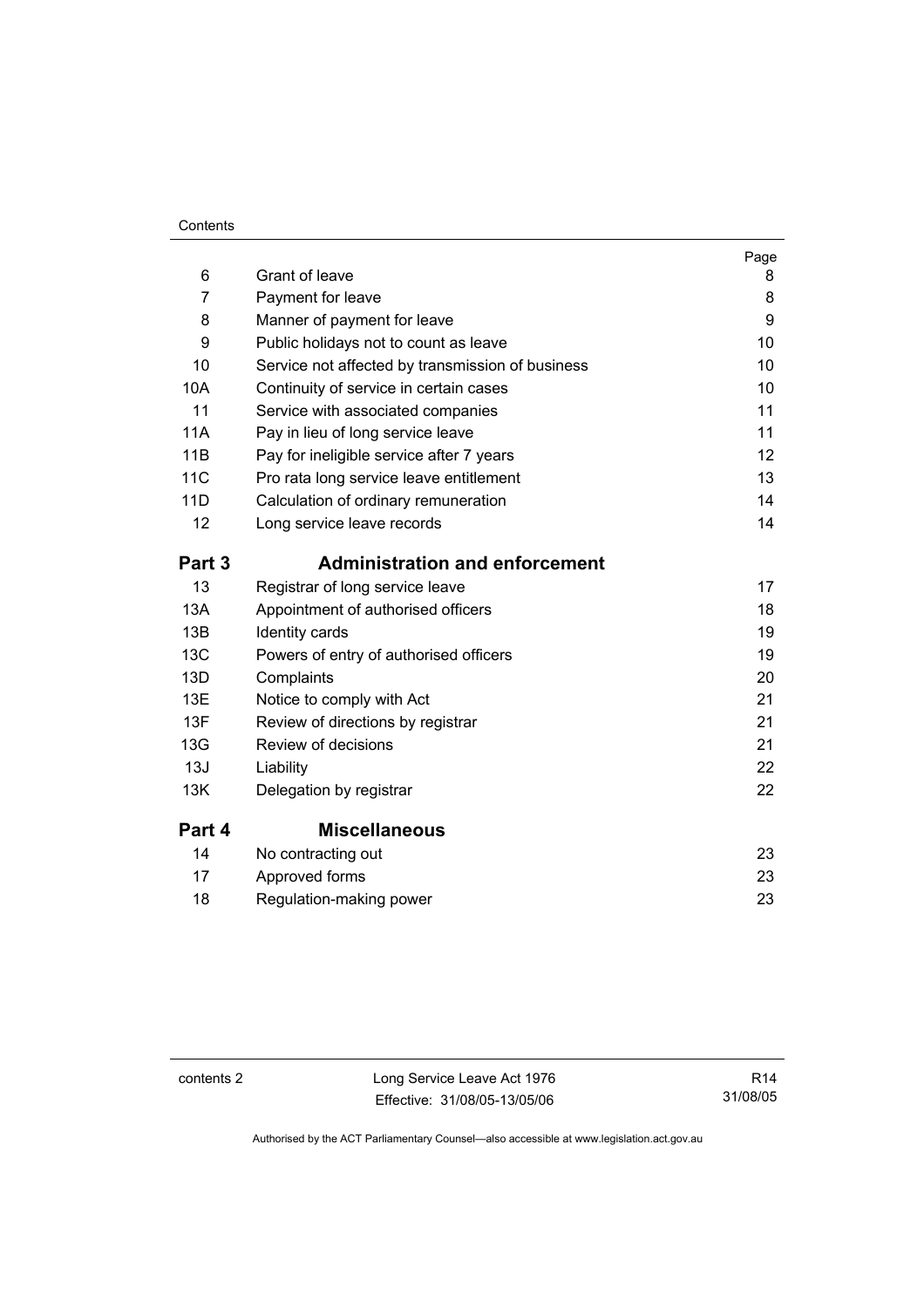| | | Page |
|---|---|---|
| 6 | Grant of leave | 8 |
| 7 | Payment for leave | 8 |
| 8 | Manner of payment for leave | 9 |
| 9 | Public holidays not to count as leave | 10 |
| 10 | Service not affected by transmission of business | 10 |
| 10A | Continuity of service in certain cases | 10 |
| 11 | Service with associated companies | 11 |
| 11A | Pay in lieu of long service leave | 11 |
| 11B | Pay for ineligible service after 7 years | 12 |
| 11C | Pro rata long service leave entitlement | 13 |
| 11D | Calculation of ordinary remuneration | 14 |
| 12 | Long service leave records | 14 |

## Part 3 Administration and enforcement

| | | |
|---|---|---|
| 13 | Registrar of long service leave | 17 |
| 13A | Appointment of authorised officers | 18 |
| 13B | Identity cards | 19 |
| 13C | Powers of entry of authorised officers | 19 |
| 13D | Complaints | 20 |
| 13E | Notice to comply with Act | 21 |
| 13F | Review of directions by registrar | 21 |
| 13G | Review of decisions | 21 |
| 13J | Liability | 22 |
| 13K | Delegation by registrar | 22 |

## Part 4 Miscellaneous

| | | |
|---|---|---|
| 14 | No contracting out | 23 |
| 17 | Approved forms | 23 |
| 18 | Regulation-making power | 23 |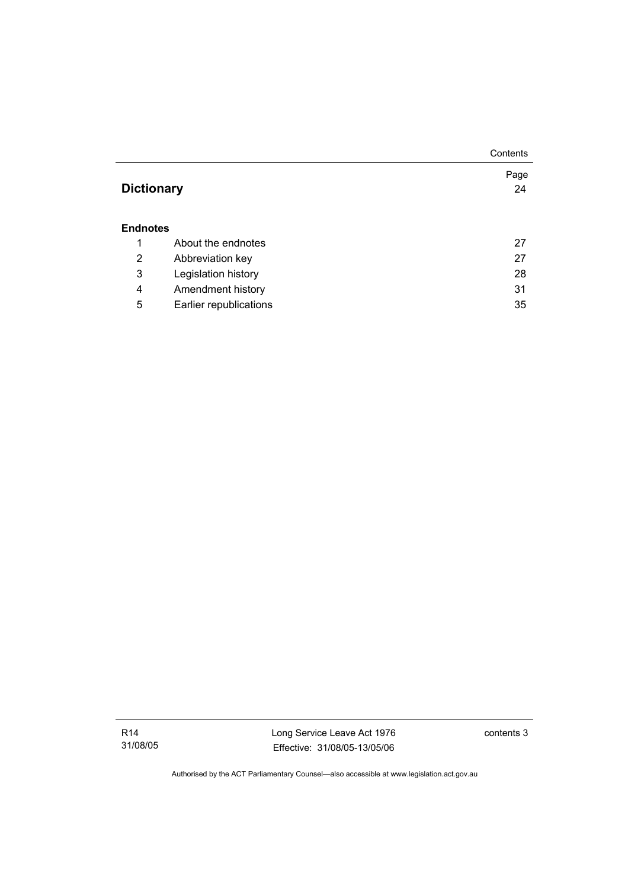| | | Page |
|---|---|---|
| **Dictionary** | | 24 |
| **Endnotes** | | |
| 1 | About the endnotes | 27 |
| 2 | Abbreviation key | 27 |
| 3 | Legislation history | 28 |
| 4 | Amendment history | 31 |
| 5 | Earlier republications | 35 |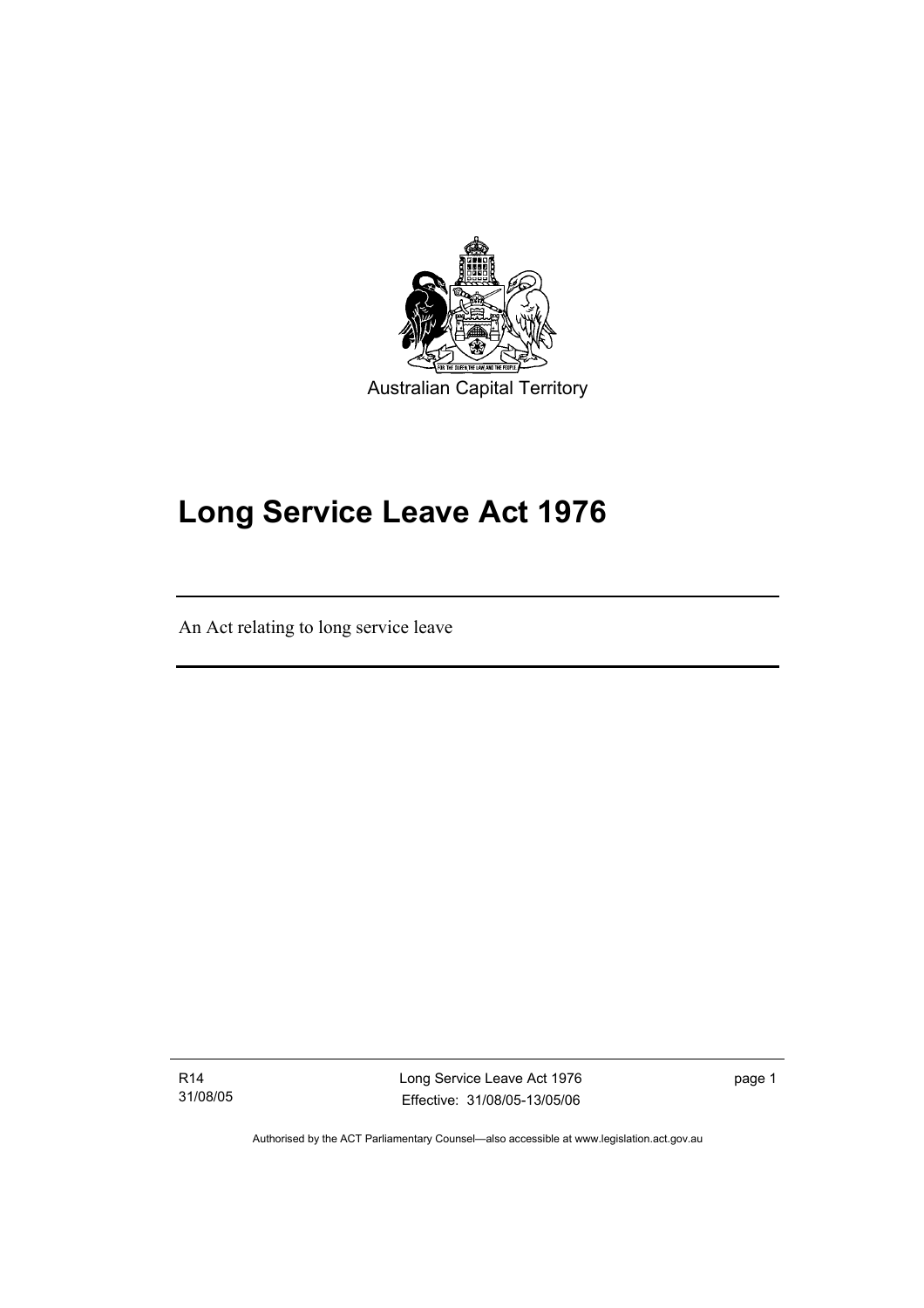Australian Capital Territory

# Long Service Leave Act 1976

An Act relating to long service leave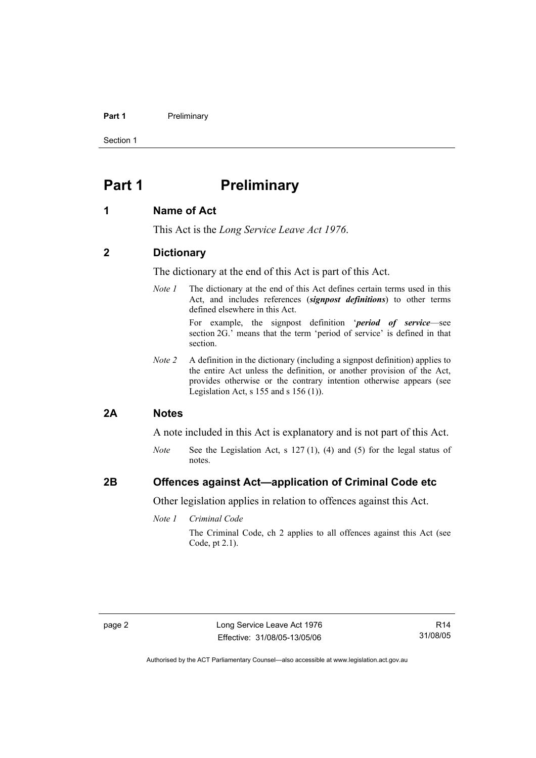# Part 1 Preliminary

## 1 Name of Act

This Act is the *Long Service Leave Act 1976*.

## 2 Dictionary

The dictionary at the end of this Act is part of this Act.

*Note 1* The dictionary at the end of this Act defines certain terms used in this Act, and includes references (***signpost definitions***) to other terms defined elsewhere in this Act.

For example, the signpost definition '***period of service***—see section 2G.' means that the term 'period of service' is defined in that section.

*Note 2* A definition in the dictionary (including a signpost definition) applies to the entire Act unless the definition, or another provision of the Act, provides otherwise or the contrary intention otherwise appears (see Legislation Act, s 155 and s 156 (1)).

## 2A Notes

A note included in this Act is explanatory and is not part of this Act.

*Note* See the Legislation Act, s 127 (1), (4) and (5) for the legal status of notes.

## 2B Offences against Act—application of Criminal Code etc

Other legislation applies in relation to offences against this Act.

*Note 1* *Criminal Code*

The Criminal Code, ch 2 applies to all offences against this Act (see Code, pt 2.1).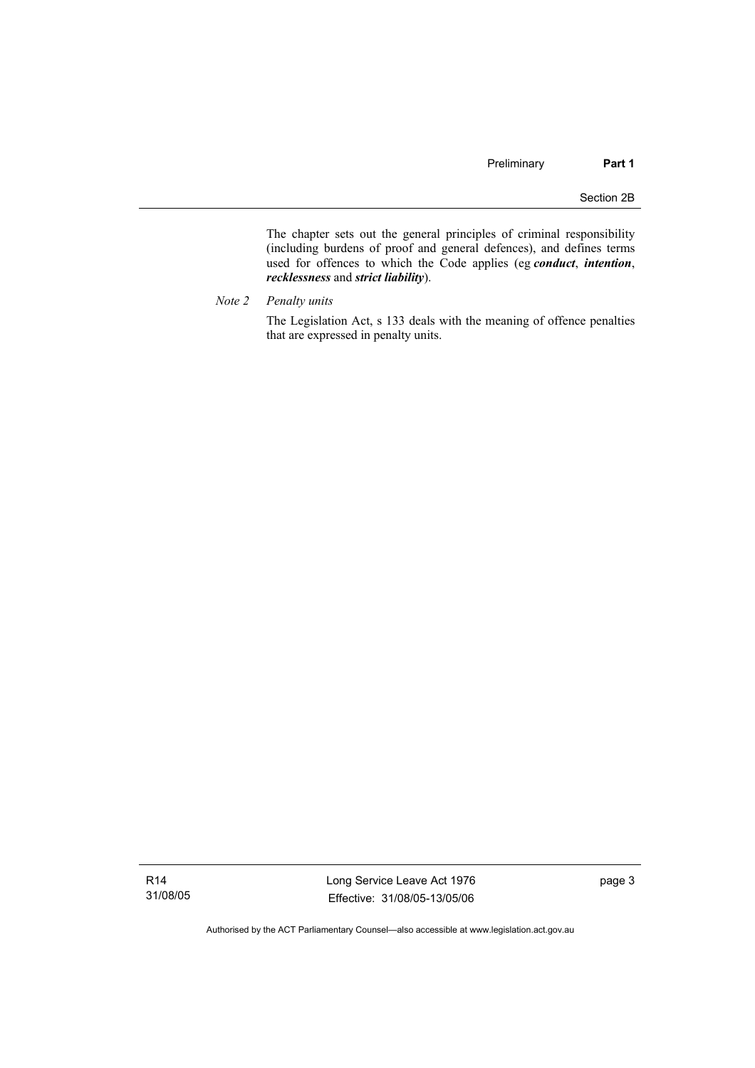The chapter sets out the general principles of criminal responsibility (including burdens of proof and general defences), and defines terms used for offences to which the Code applies (eg ***conduct***, ***intention***, ***recklessness*** and ***strict liability***).

*Note 2 Penalty units*

The Legislation Act, s 133 deals with the meaning of offence penalties that are expressed in penalty units.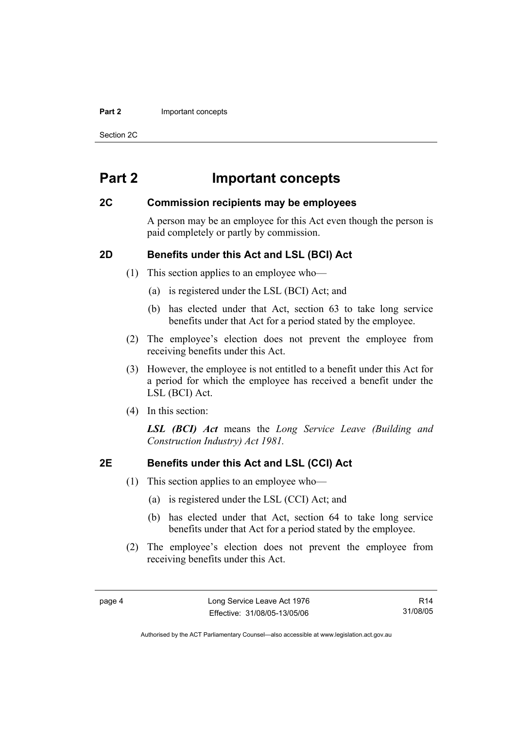# Part 2 Important concepts

## 2C Commission recipients may be employees

A person may be an employee for this Act even though the person is paid completely or partly by commission.

## 2D Benefits under this Act and LSL (BCI) Act

(1) This section applies to an employee who—

(a) is registered under the LSL (BCI) Act; and

(b) has elected under that Act, section 63 to take long service benefits under that Act for a period stated by the employee.

(2) The employee's election does not prevent the employee from receiving benefits under this Act.

(3) However, the employee is not entitled to a benefit under this Act for a period for which the employee has received a benefit under the LSL (BCI) Act.

(4) In this section:

***LSL (BCI) Act*** means the *Long Service Leave (Building and Construction Industry) Act 1981.*

## 2E Benefits under this Act and LSL (CCI) Act

(1) This section applies to an employee who—

(a) is registered under the LSL (CCI) Act; and

(b) has elected under that Act, section 64 to take long service benefits under that Act for a period stated by the employee.

(2) The employee's election does not prevent the employee from receiving benefits under this Act.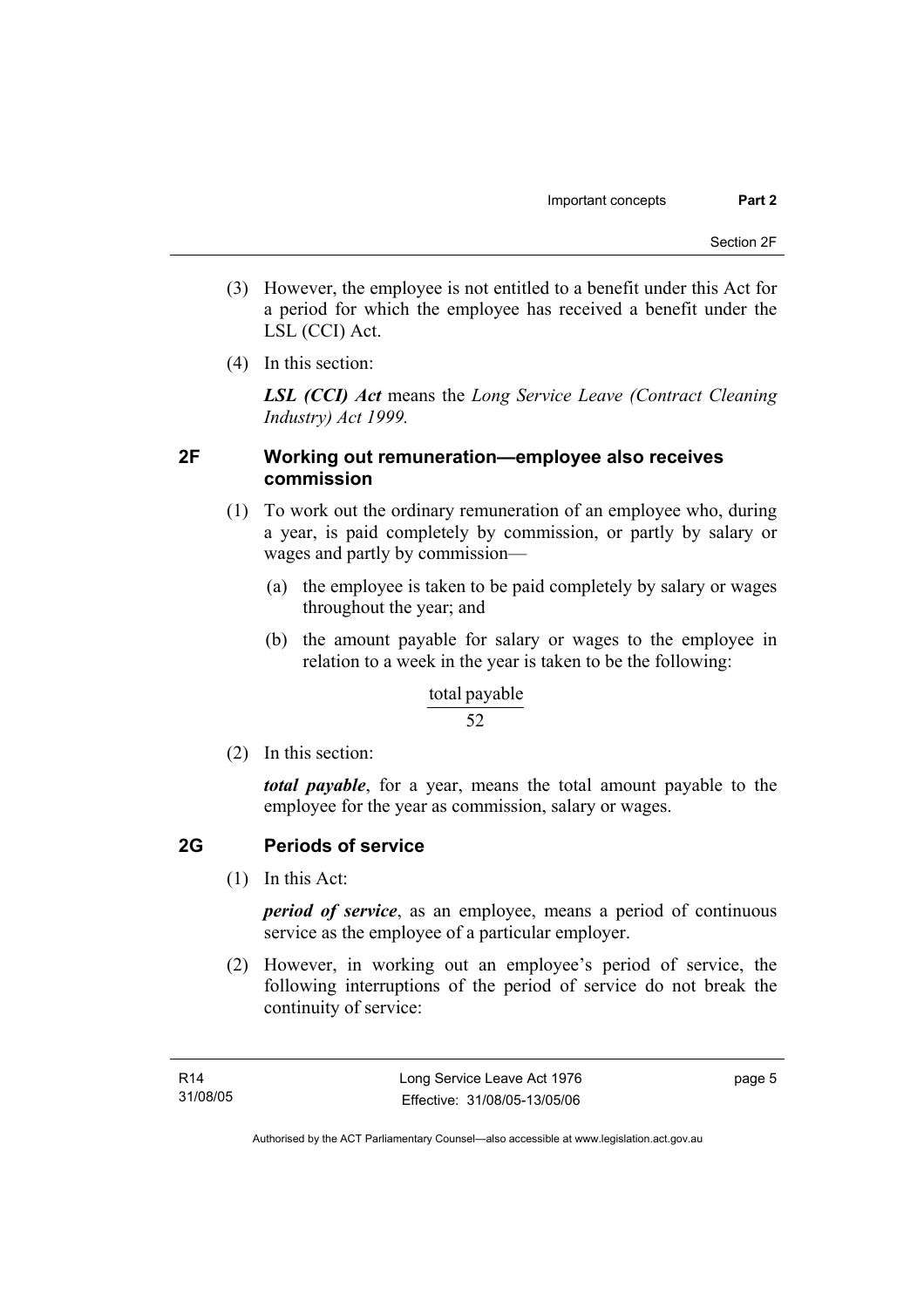(3) However, the employee is not entitled to a benefit under this Act for a period for which the employee has received a benefit under the LSL (CCI) Act.

(4) In this section:

***LSL (CCI) Act*** means the *Long Service Leave (Contract Cleaning Industry) Act 1999.*

## 2F Working out remuneration—employee also receives commission

(1) To work out the ordinary remuneration of an employee who, during a year, is paid completely by commission, or partly by salary or wages and partly by commission—

(a) the employee is taken to be paid completely by salary or wages throughout the year; and

(b) the amount payable for salary or wages to the employee in relation to a week in the year is taken to be the following:

$$\frac{\text{total payable}}{52}$$

(2) In this section:

***total payable***, for a year, means the total amount payable to the employee for the year as commission, salary or wages.

## 2G Periods of service

(1) In this Act:

***period of service***, as an employee, means a period of continuous service as the employee of a particular employer.

(2) However, in working out an employee's period of service, the following interruptions of the period of service do not break the continuity of service: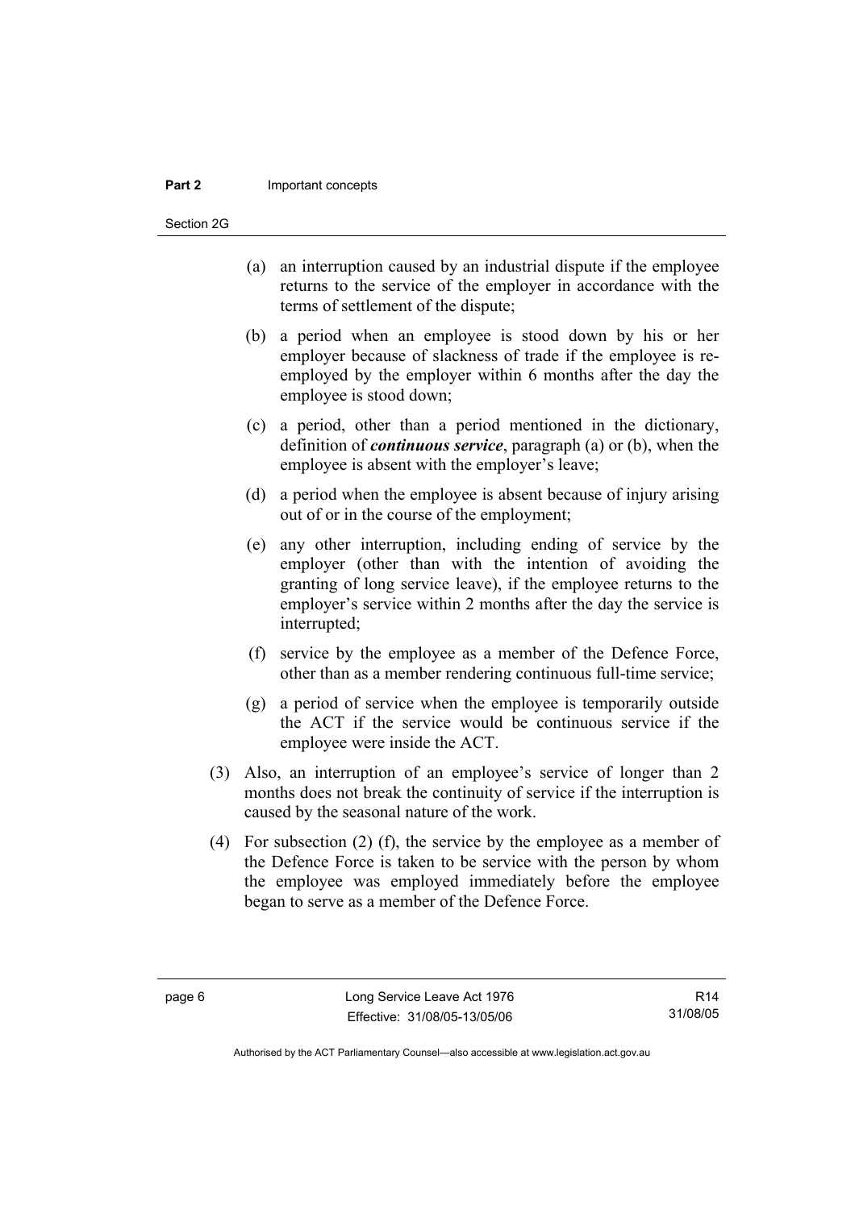(a) an interruption caused by an industrial dispute if the employee returns to the service of the employer in accordance with the terms of settlement of the dispute;

(b) a period when an employee is stood down by his or her employer because of slackness of trade if the employee is re-employed by the employer within 6 months after the day the employee is stood down;

(c) a period, other than a period mentioned in the dictionary, definition of ***continuous service***, paragraph (a) or (b), when the employee is absent with the employer's leave;

(d) a period when the employee is absent because of injury arising out of or in the course of the employment;

(e) any other interruption, including ending of service by the employer (other than with the intention of avoiding the granting of long service leave), if the employee returns to the employer's service within 2 months after the day the service is interrupted;

(f) service by the employee as a member of the Defence Force, other than as a member rendering continuous full-time service;

(g) a period of service when the employee is temporarily outside the ACT if the service would be continuous service if the employee were inside the ACT.

(3) Also, an interruption of an employee's service of longer than 2 months does not break the continuity of service if the interruption is caused by the seasonal nature of the work.

(4) For subsection (2) (f), the service by the employee as a member of the Defence Force is taken to be service with the person by whom the employee was employed immediately before the employee began to serve as a member of the Defence Force.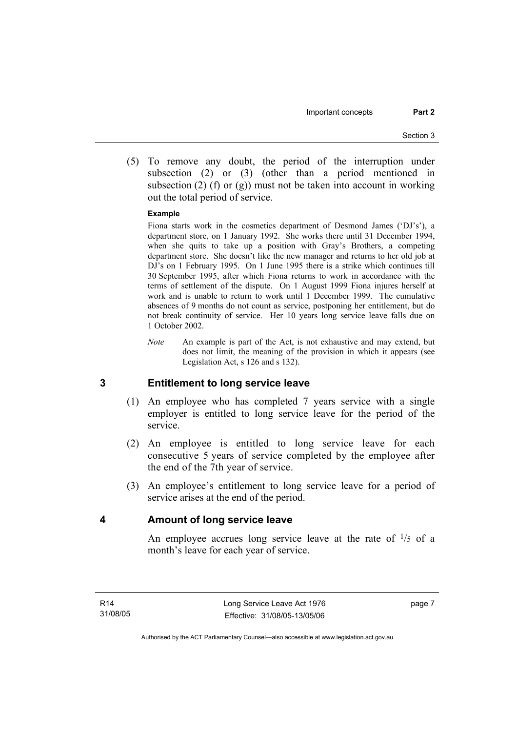(5) To remove any doubt, the period of the interruption under subsection (2) or (3) (other than a period mentioned in subsection (2) (f) or (g)) must not be taken into account in working out the total period of service.

**Example**

Fiona starts work in the cosmetics department of Desmond James ('DJ's'), a department store, on 1 January 1992. She works there until 31 December 1994, when she quits to take up a position with Gray's Brothers, a competing department store. She doesn't like the new manager and returns to her old job at DJ's on 1 February 1995. On 1 June 1995 there is a strike which continues till 30 September 1995, after which Fiona returns to work in accordance with the terms of settlement of the dispute. On 1 August 1999 Fiona injures herself at work and is unable to return to work until 1 December 1999. The cumulative absences of 9 months do not count as service, postponing her entitlement, but do not break continuity of service. Her 10 years long service leave falls due on 1 October 2002.

*Note* An example is part of the Act, is not exhaustive and may extend, but does not limit, the meaning of the provision in which it appears (see Legislation Act, s 126 and s 132).

## 3 Entitlement to long service leave

(1) An employee who has completed 7 years service with a single employer is entitled to long service leave for the period of the service.

(2) An employee is entitled to long service leave for each consecutive 5 years of service completed by the employee after the end of the 7th year of service.

(3) An employee's entitlement to long service leave for a period of service arises at the end of the period.

## 4 Amount of long service leave

An employee accrues long service leave at the rate of $^{1}/_{5}$ of a month's leave for each year of service.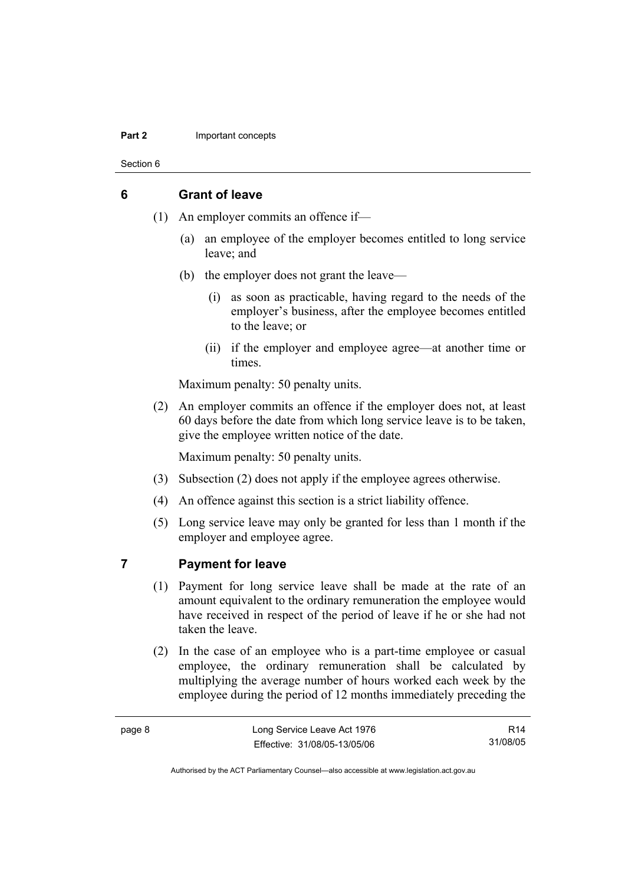## 6 Grant of leave

(1) An employer commits an offence if—

(a) an employee of the employer becomes entitled to long service leave; and

(b) the employer does not grant the leave—

(i) as soon as practicable, having regard to the needs of the employer's business, after the employee becomes entitled to the leave; or

(ii) if the employer and employee agree—at another time or times.

Maximum penalty: 50 penalty units.

(2) An employer commits an offence if the employer does not, at least 60 days before the date from which long service leave is to be taken, give the employee written notice of the date.

Maximum penalty: 50 penalty units.

(3) Subsection (2) does not apply if the employee agrees otherwise.

(4) An offence against this section is a strict liability offence.

(5) Long service leave may only be granted for less than 1 month if the employer and employee agree.

## 7 Payment for leave

(1) Payment for long service leave shall be made at the rate of an amount equivalent to the ordinary remuneration the employee would have received in respect of the period of leave if he or she had not taken the leave.

(2) In the case of an employee who is a part-time employee or casual employee, the ordinary remuneration shall be calculated by multiplying the average number of hours worked each week by the employee during the period of 12 months immediately preceding the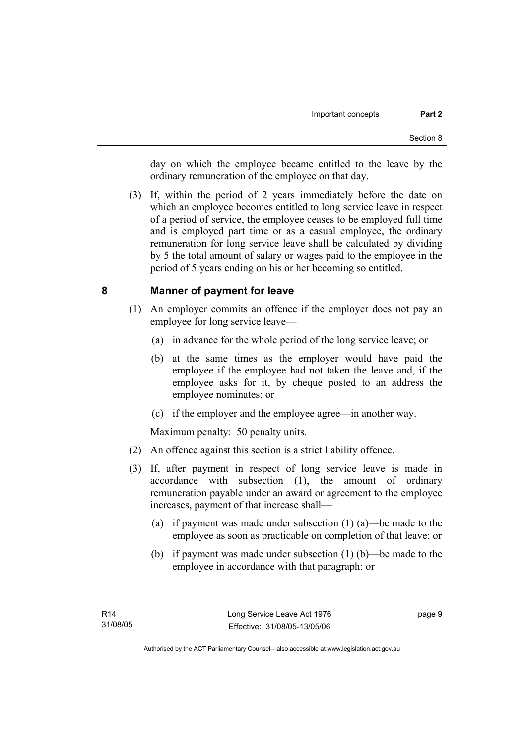day on which the employee became entitled to the leave by the ordinary remuneration of the employee on that day.

(3) If, within the period of 2 years immediately before the date on which an employee becomes entitled to long service leave in respect of a period of service, the employee ceases to be employed full time and is employed part time or as a casual employee, the ordinary remuneration for long service leave shall be calculated by dividing by 5 the total amount of salary or wages paid to the employee in the period of 5 years ending on his or her becoming so entitled.

## 8 Manner of payment for leave

(1) An employer commits an offence if the employer does not pay an employee for long service leave—

(a) in advance for the whole period of the long service leave; or

(b) at the same times as the employer would have paid the employee if the employee had not taken the leave and, if the employee asks for it, by cheque posted to an address the employee nominates; or

(c) if the employer and the employee agree—in another way.

Maximum penalty: 50 penalty units.

(2) An offence against this section is a strict liability offence.

(3) If, after payment in respect of long service leave is made in accordance with subsection (1), the amount of ordinary remuneration payable under an award or agreement to the employee increases, payment of that increase shall—

(a) if payment was made under subsection (1) (a)—be made to the employee as soon as practicable on completion of that leave; or

(b) if payment was made under subsection (1) (b)—be made to the employee in accordance with that paragraph; or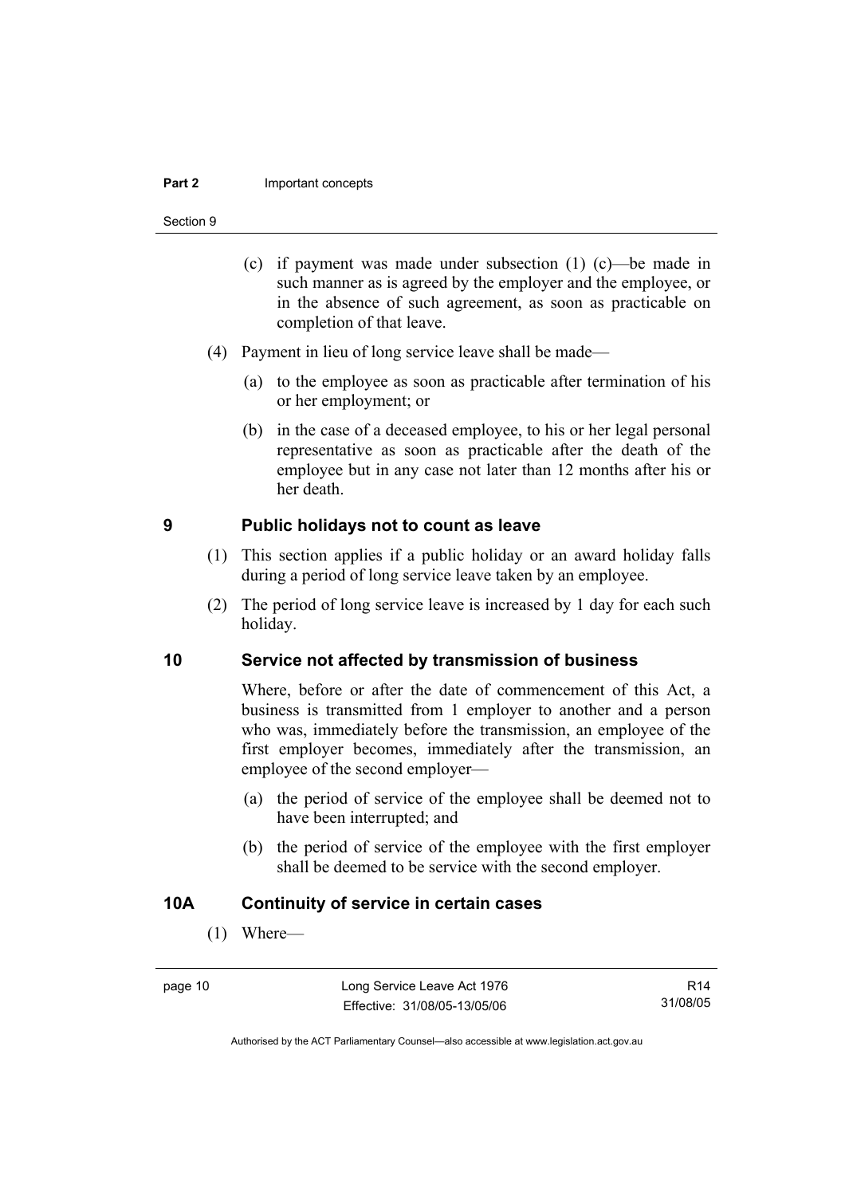(c) if payment was made under subsection (1) (c)—be made in such manner as is agreed by the employer and the employee, or in the absence of such agreement, as soon as practicable on completion of that leave.

(4) Payment in lieu of long service leave shall be made—

(a) to the employee as soon as practicable after termination of his or her employment; or

(b) in the case of a deceased employee, to his or her legal personal representative as soon as practicable after the death of the employee but in any case not later than 12 months after his or her death.

## 9 Public holidays not to count as leave

(1) This section applies if a public holiday or an award holiday falls during a period of long service leave taken by an employee.

(2) The period of long service leave is increased by 1 day for each such holiday.

## 10 Service not affected by transmission of business

Where, before or after the date of commencement of this Act, a business is transmitted from 1 employer to another and a person who was, immediately before the transmission, an employee of the first employer becomes, immediately after the transmission, an employee of the second employer—

(a) the period of service of the employee shall be deemed not to have been interrupted; and

(b) the period of service of the employee with the first employer shall be deemed to be service with the second employer.

## 10A Continuity of service in certain cases

(1) Where—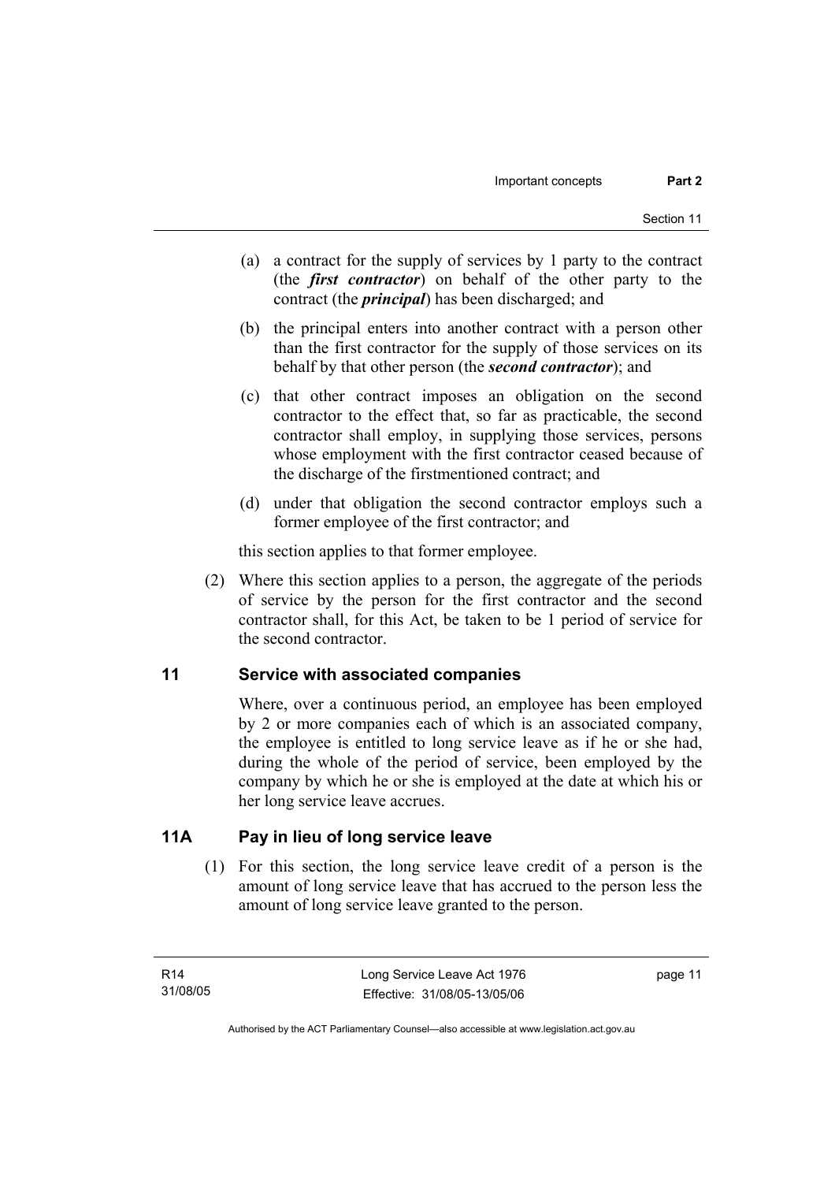(a) a contract for the supply of services by 1 party to the contract (the ***first contractor***) on behalf of the other party to the contract (the ***principal***) has been discharged; and

(b) the principal enters into another contract with a person other than the first contractor for the supply of those services on its behalf by that other person (the ***second contractor***); and

(c) that other contract imposes an obligation on the second contractor to the effect that, so far as practicable, the second contractor shall employ, in supplying those services, persons whose employment with the first contractor ceased because of the discharge of the firstmentioned contract; and

(d) under that obligation the second contractor employs such a former employee of the first contractor; and

this section applies to that former employee.

(2) Where this section applies to a person, the aggregate of the periods of service by the person for the first contractor and the second contractor shall, for this Act, be taken to be 1 period of service for the second contractor.

## 11 Service with associated companies

Where, over a continuous period, an employee has been employed by 2 or more companies each of which is an associated company, the employee is entitled to long service leave as if he or she had, during the whole of the period of service, been employed by the company by which he or she is employed at the date at which his or her long service leave accrues.

## 11A Pay in lieu of long service leave

(1) For this section, the long service leave credit of a person is the amount of long service leave that has accrued to the person less the amount of long service leave granted to the person.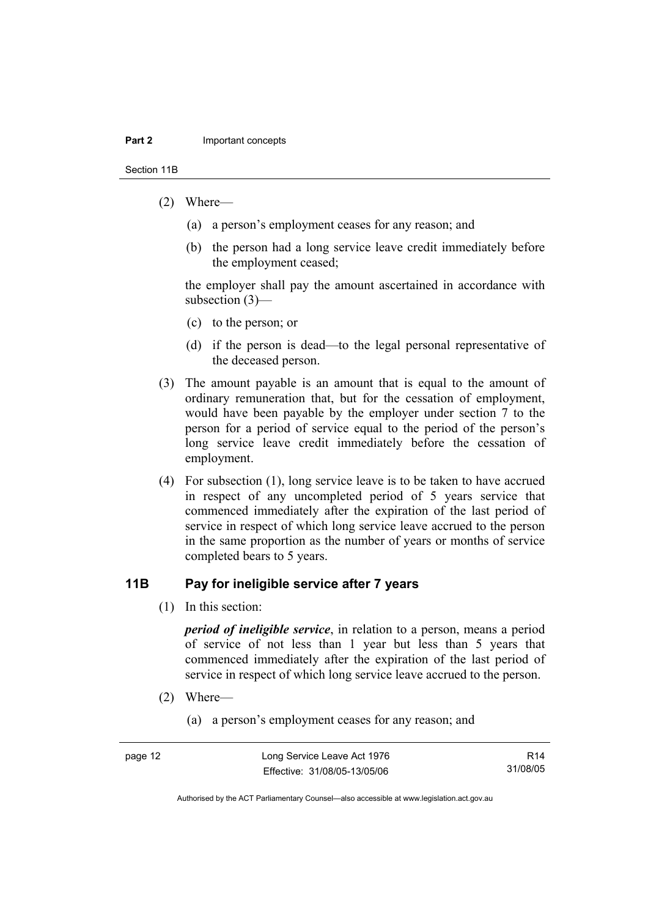(2) Where—

(a) a person's employment ceases for any reason; and

(b) the person had a long service leave credit immediately before the employment ceased;

the employer shall pay the amount ascertained in accordance with subsection (3)—

(c) to the person; or

(d) if the person is dead—to the legal personal representative of the deceased person.

(3) The amount payable is an amount that is equal to the amount of ordinary remuneration that, but for the cessation of employment, would have been payable by the employer under section 7 to the person for a period of service equal to the period of the person's long service leave credit immediately before the cessation of employment.

(4) For subsection (1), long service leave is to be taken to have accrued in respect of any uncompleted period of 5 years service that commenced immediately after the expiration of the last period of service in respect of which long service leave accrued to the person in the same proportion as the number of years or months of service completed bears to 5 years.

## 11B Pay for ineligible service after 7 years

(1) In this section:

***period of ineligible service***, in relation to a person, means a period of service of not less than 1 year but less than 5 years that commenced immediately after the expiration of the last period of service in respect of which long service leave accrued to the person.

(2) Where—

(a) a person's employment ceases for any reason; and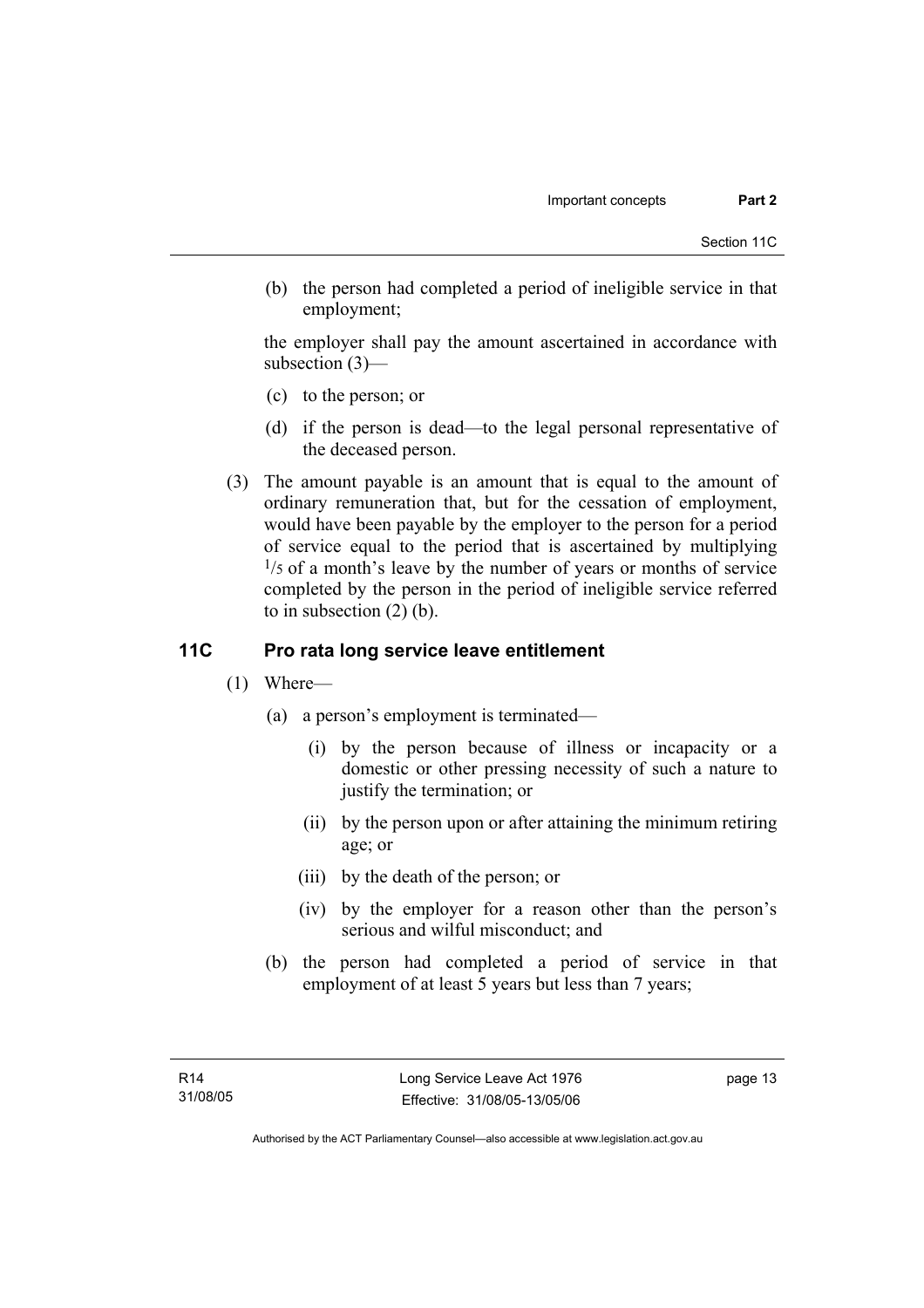(b) the person had completed a period of ineligible service in that employment;

the employer shall pay the amount ascertained in accordance with subsection (3)—

(c) to the person; or

(d) if the person is dead—to the legal personal representative of the deceased person.

(3) The amount payable is an amount that is equal to the amount of ordinary remuneration that, but for the cessation of employment, would have been payable by the employer to the person for a period of service equal to the period that is ascertained by multiplying $^{1}/_{5}$ of a month's leave by the number of years or months of service completed by the person in the period of ineligible service referred to in subsection (2) (b).

## 11C Pro rata long service leave entitlement

(1) Where—

(a) a person's employment is terminated—

(i) by the person because of illness or incapacity or a domestic or other pressing necessity of such a nature to justify the termination; or

(ii) by the person upon or after attaining the minimum retiring age; or

(iii) by the death of the person; or

(iv) by the employer for a reason other than the person's serious and wilful misconduct; and

(b) the person had completed a period of service in that employment of at least 5 years but less than 7 years;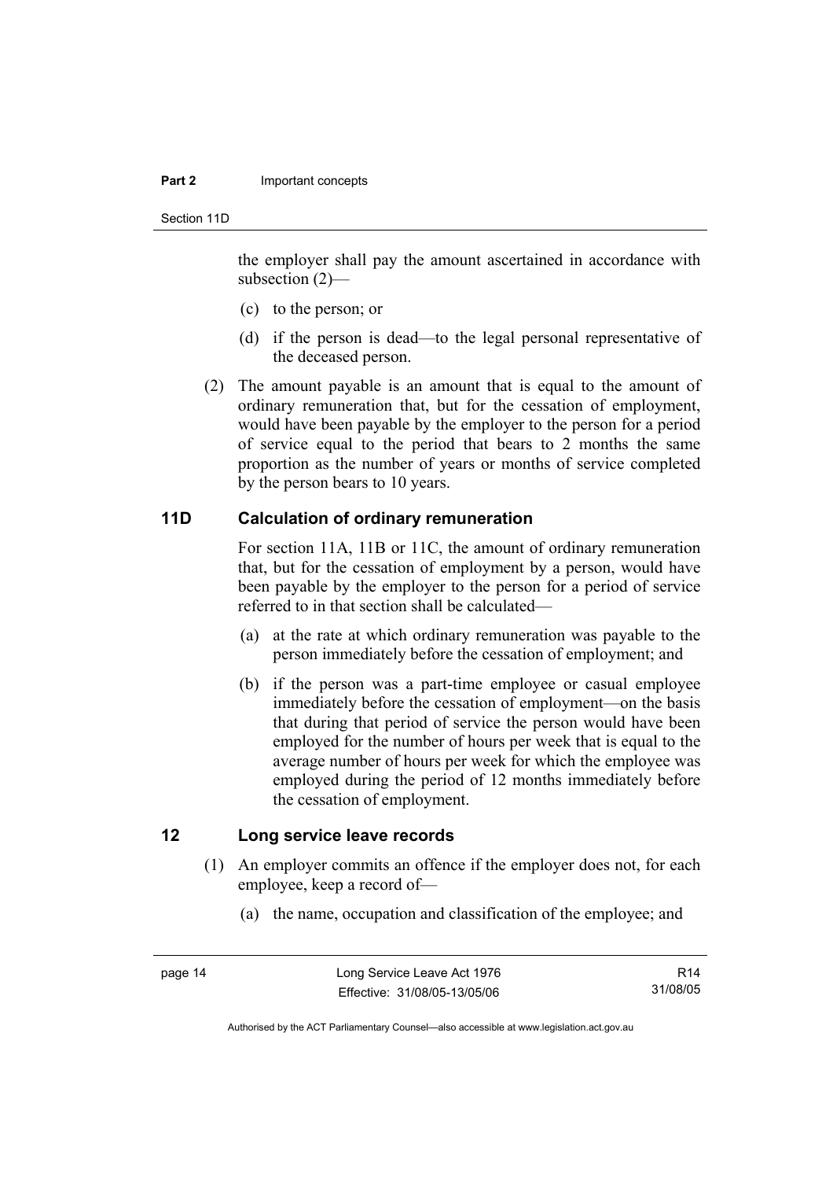the employer shall pay the amount ascertained in accordance with subsection (2)—

(c) to the person; or

(d) if the person is dead—to the legal personal representative of the deceased person.

(2) The amount payable is an amount that is equal to the amount of ordinary remuneration that, but for the cessation of employment, would have been payable by the employer to the person for a period of service equal to the period that bears to 2 months the same proportion as the number of years or months of service completed by the person bears to 10 years.

## 11D Calculation of ordinary remuneration

For section 11A, 11B or 11C, the amount of ordinary remuneration that, but for the cessation of employment by a person, would have been payable by the employer to the person for a period of service referred to in that section shall be calculated—

(a) at the rate at which ordinary remuneration was payable to the person immediately before the cessation of employment; and

(b) if the person was a part-time employee or casual employee immediately before the cessation of employment—on the basis that during that period of service the person would have been employed for the number of hours per week that is equal to the average number of hours per week for which the employee was employed during the period of 12 months immediately before the cessation of employment.

## 12 Long service leave records

(1) An employer commits an offence if the employer does not, for each employee, keep a record of—

(a) the name, occupation and classification of the employee; and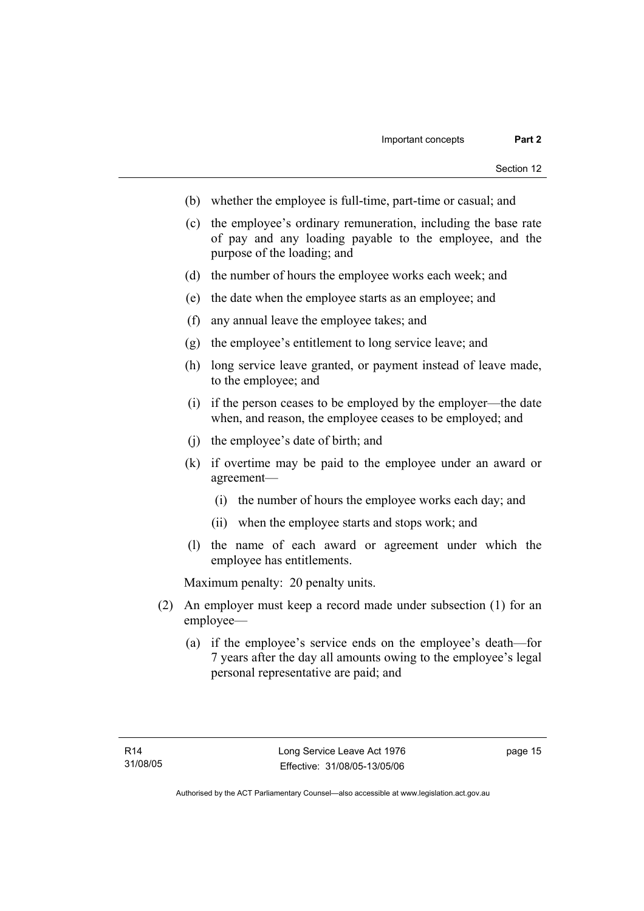(b) whether the employee is full-time, part-time or casual; and

(c) the employee's ordinary remuneration, including the base rate of pay and any loading payable to the employee, and the purpose of the loading; and

(d) the number of hours the employee works each week; and

(e) the date when the employee starts as an employee; and

(f) any annual leave the employee takes; and

(g) the employee's entitlement to long service leave; and

(h) long service leave granted, or payment instead of leave made, to the employee; and

(i) if the person ceases to be employed by the employer—the date when, and reason, the employee ceases to be employed; and

(j) the employee's date of birth; and

(k) if overtime may be paid to the employee under an award or agreement—

   (i) the number of hours the employee works each day; and

   (ii) when the employee starts and stops work; and

(l) the name of each award or agreement under which the employee has entitlements.

Maximum penalty: 20 penalty units.

(2) An employer must keep a record made under subsection (1) for an employee—

   (a) if the employee's service ends on the employee's death—for 7 years after the day all amounts owing to the employee's legal personal representative are paid; and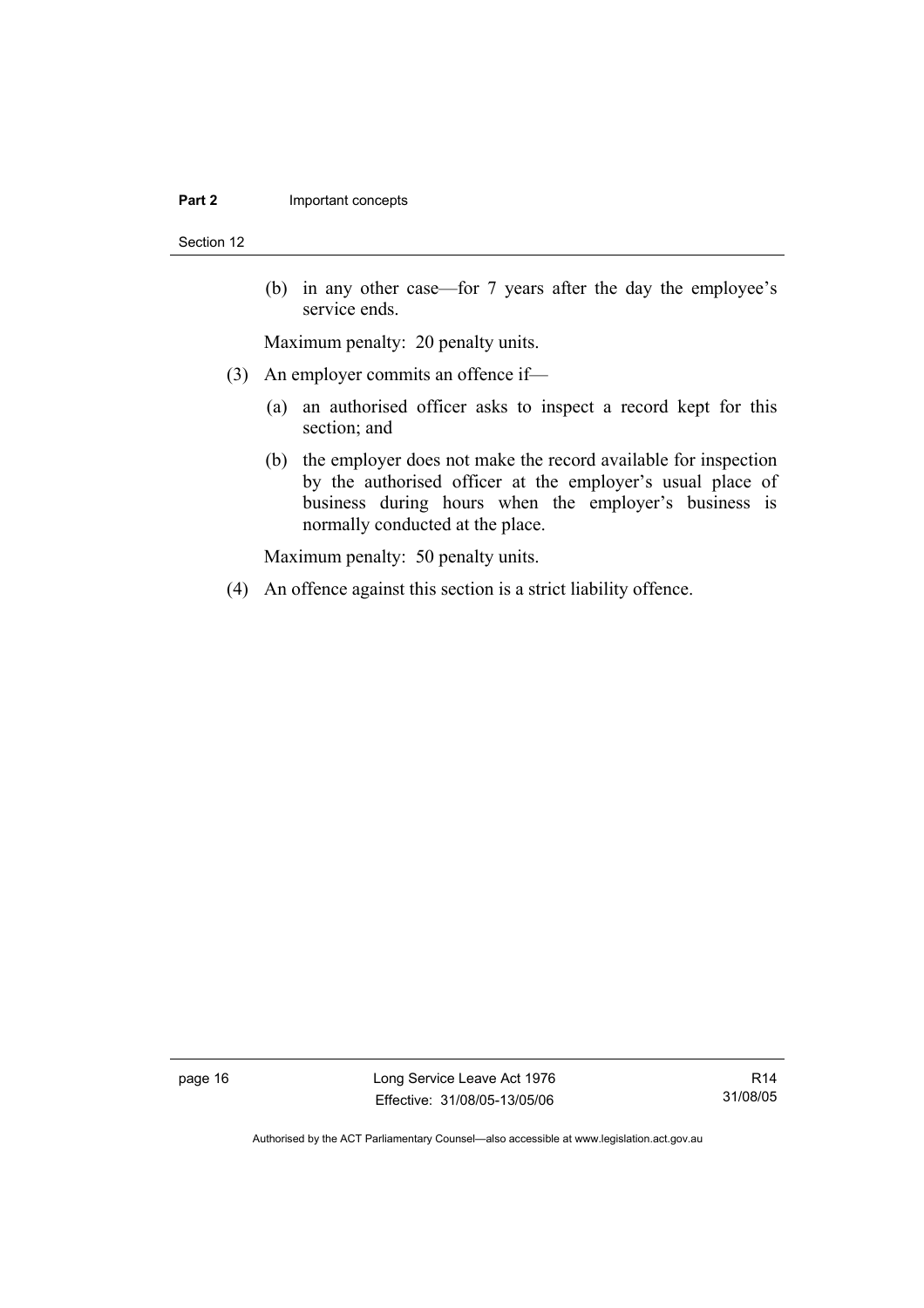(b) in any other case—for 7 years after the day the employee's service ends.

Maximum penalty: 20 penalty units.

(3) An employer commits an offence if—

(a) an authorised officer asks to inspect a record kept for this section; and

(b) the employer does not make the record available for inspection by the authorised officer at the employer's usual place of business during hours when the employer's business is normally conducted at the place.

Maximum penalty: 50 penalty units.

(4) An offence against this section is a strict liability offence.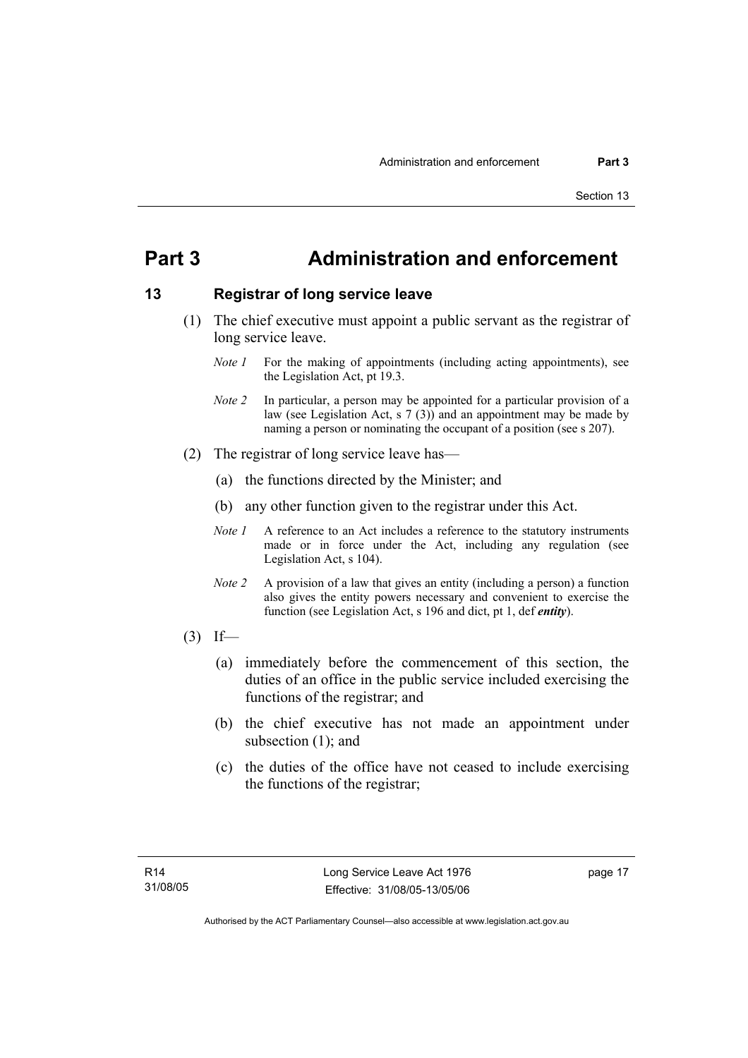# Part 3 Administration and enforcement

## 13 Registrar of long service leave

(1) The chief executive must appoint a public servant as the registrar of long service leave.

*Note 1* For the making of appointments (including acting appointments), see the Legislation Act, pt 19.3.

*Note 2* In particular, a person may be appointed for a particular provision of a law (see Legislation Act, s 7 (3)) and an appointment may be made by naming a person or nominating the occupant of a position (see s 207).

(2) The registrar of long service leave has—

(a) the functions directed by the Minister; and

(b) any other function given to the registrar under this Act.

*Note 1* A reference to an Act includes a reference to the statutory instruments made or in force under the Act, including any regulation (see Legislation Act, s 104).

*Note 2* A provision of a law that gives an entity (including a person) a function also gives the entity powers necessary and convenient to exercise the function (see Legislation Act, s 196 and dict, pt 1, def ***entity***).

(3) If—

(a) immediately before the commencement of this section, the duties of an office in the public service included exercising the functions of the registrar; and

(b) the chief executive has not made an appointment under subsection (1); and

(c) the duties of the office have not ceased to include exercising the functions of the registrar;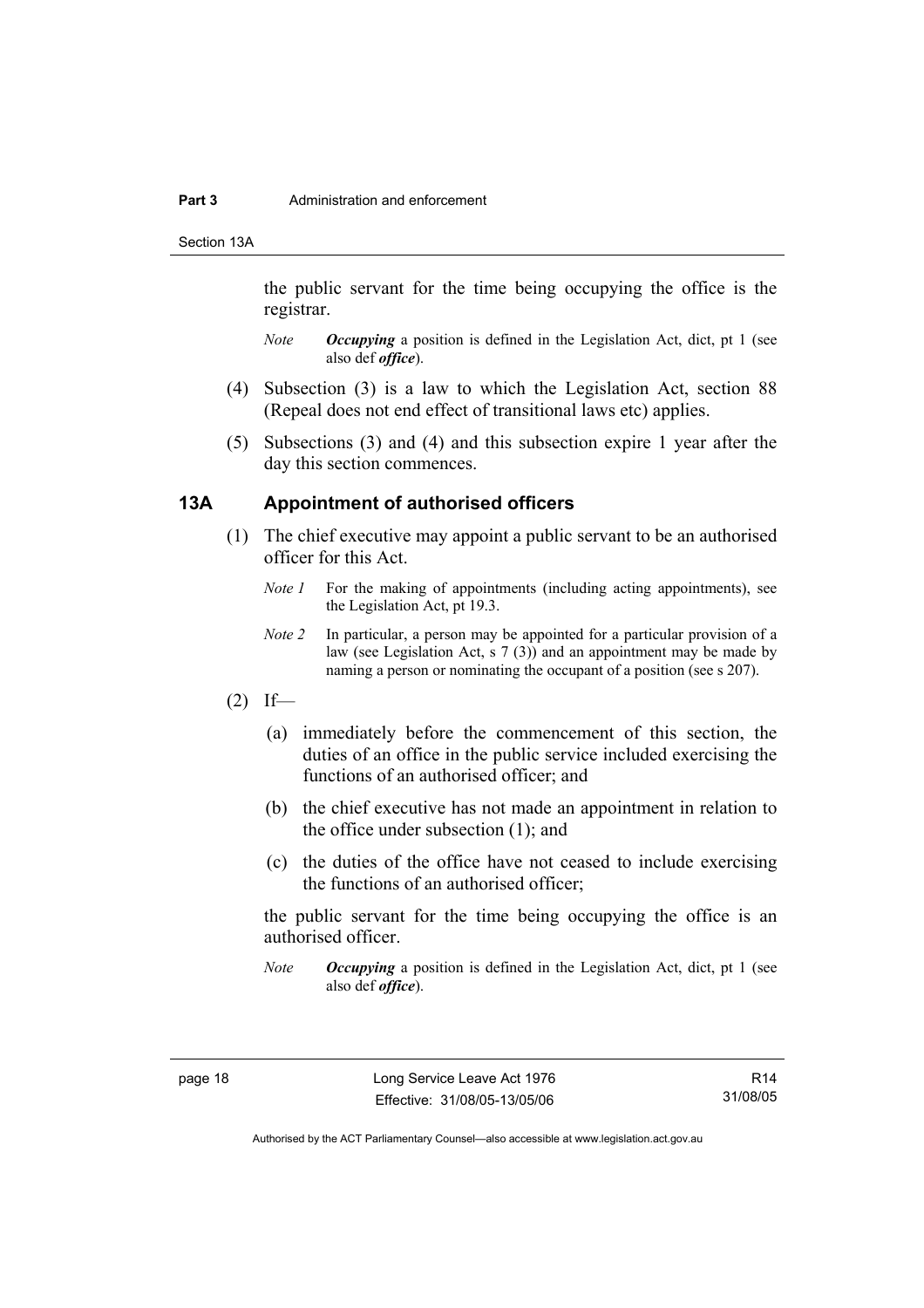the public servant for the time being occupying the office is the registrar.

*Note* ***Occupying*** a position is defined in the Legislation Act, dict, pt 1 (see also def ***office***).

(4) Subsection (3) is a law to which the Legislation Act, section 88 (Repeal does not end effect of transitional laws etc) applies.

(5) Subsections (3) and (4) and this subsection expire 1 year after the day this section commences.

### 13A Appointment of authorised officers

(1) The chief executive may appoint a public servant to be an authorised officer for this Act.

*Note 1* For the making of appointments (including acting appointments), see the Legislation Act, pt 19.3.

*Note 2* In particular, a person may be appointed for a particular provision of a law (see Legislation Act, s 7 (3)) and an appointment may be made by naming a person or nominating the occupant of a position (see s 207).

(2) If—

(a) immediately before the commencement of this section, the duties of an office in the public service included exercising the functions of an authorised officer; and

(b) the chief executive has not made an appointment in relation to the office under subsection (1); and

(c) the duties of the office have not ceased to include exercising the functions of an authorised officer;

the public servant for the time being occupying the office is an authorised officer.

*Note* ***Occupying*** a position is defined in the Legislation Act, dict, pt 1 (see also def ***office***).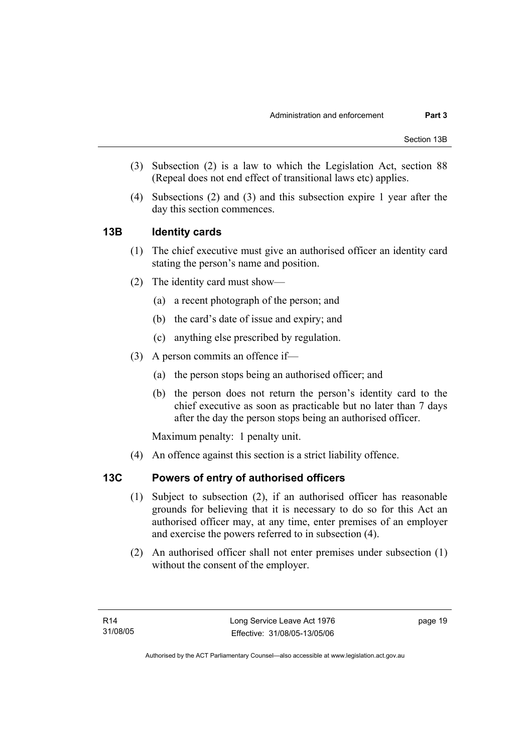(3) Subsection (2) is a law to which the Legislation Act, section 88 (Repeal does not end effect of transitional laws etc) applies.

(4) Subsections (2) and (3) and this subsection expire 1 year after the day this section commences.

## 13B Identity cards

(1) The chief executive must give an authorised officer an identity card stating the person's name and position.

(2) The identity card must show—

(a) a recent photograph of the person; and

(b) the card's date of issue and expiry; and

(c) anything else prescribed by regulation.

(3) A person commits an offence if—

(a) the person stops being an authorised officer; and

(b) the person does not return the person's identity card to the chief executive as soon as practicable but no later than 7 days after the day the person stops being an authorised officer.

Maximum penalty: 1 penalty unit.

(4) An offence against this section is a strict liability offence.

## 13C Powers of entry of authorised officers

(1) Subject to subsection (2), if an authorised officer has reasonable grounds for believing that it is necessary to do so for this Act an authorised officer may, at any time, enter premises of an employer and exercise the powers referred to in subsection (4).

(2) An authorised officer shall not enter premises under subsection (1) without the consent of the employer.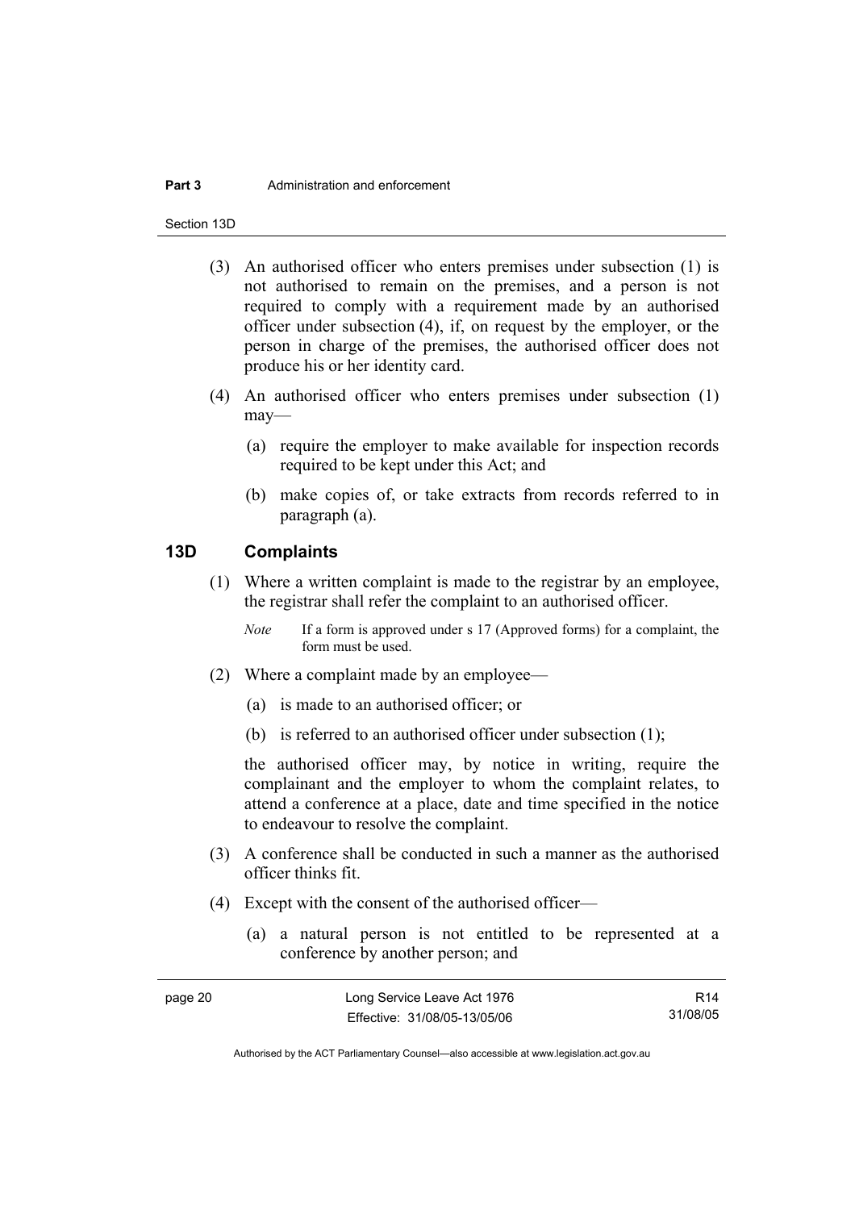(3) An authorised officer who enters premises under subsection (1) is not authorised to remain on the premises, and a person is not required to comply with a requirement made by an authorised officer under subsection (4), if, on request by the employer, or the person in charge of the premises, the authorised officer does not produce his or her identity card.

(4) An authorised officer who enters premises under subsection (1) may—

(a) require the employer to make available for inspection records required to be kept under this Act; and

(b) make copies of, or take extracts from records referred to in paragraph (a).

## 13D Complaints

(1) Where a written complaint is made to the registrar by an employee, the registrar shall refer the complaint to an authorised officer.

*Note* If a form is approved under s 17 (Approved forms) for a complaint, the form must be used.

(2) Where a complaint made by an employee—

(a) is made to an authorised officer; or

(b) is referred to an authorised officer under subsection (1);

the authorised officer may, by notice in writing, require the complainant and the employer to whom the complaint relates, to attend a conference at a place, date and time specified in the notice to endeavour to resolve the complaint.

(3) A conference shall be conducted in such a manner as the authorised officer thinks fit.

(4) Except with the consent of the authorised officer—

(a) a natural person is not entitled to be represented at a conference by another person; and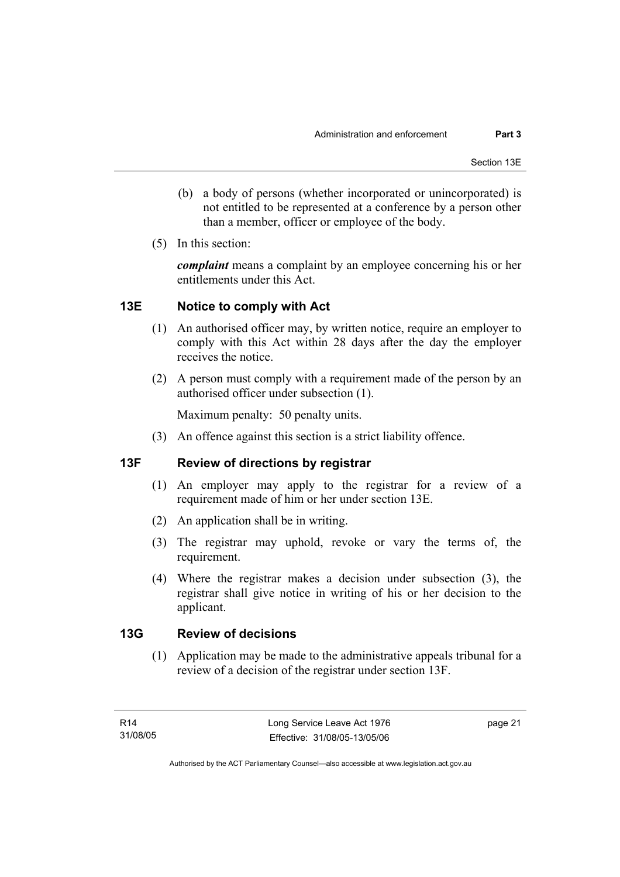(b) a body of persons (whether incorporated or unincorporated) is not entitled to be represented at a conference by a person other than a member, officer or employee of the body.

(5) In this section:

***complaint*** means a complaint by an employee concerning his or her entitlements under this Act.

## 13E Notice to comply with Act

(1) An authorised officer may, by written notice, require an employer to comply with this Act within 28 days after the day the employer receives the notice.

(2) A person must comply with a requirement made of the person by an authorised officer under subsection (1).

Maximum penalty: 50 penalty units.

(3) An offence against this section is a strict liability offence.

## 13F Review of directions by registrar

(1) An employer may apply to the registrar for a review of a requirement made of him or her under section 13E.

(2) An application shall be in writing.

(3) The registrar may uphold, revoke or vary the terms of, the requirement.

(4) Where the registrar makes a decision under subsection (3), the registrar shall give notice in writing of his or her decision to the applicant.

## 13G Review of decisions

(1) Application may be made to the administrative appeals tribunal for a review of a decision of the registrar under section 13F.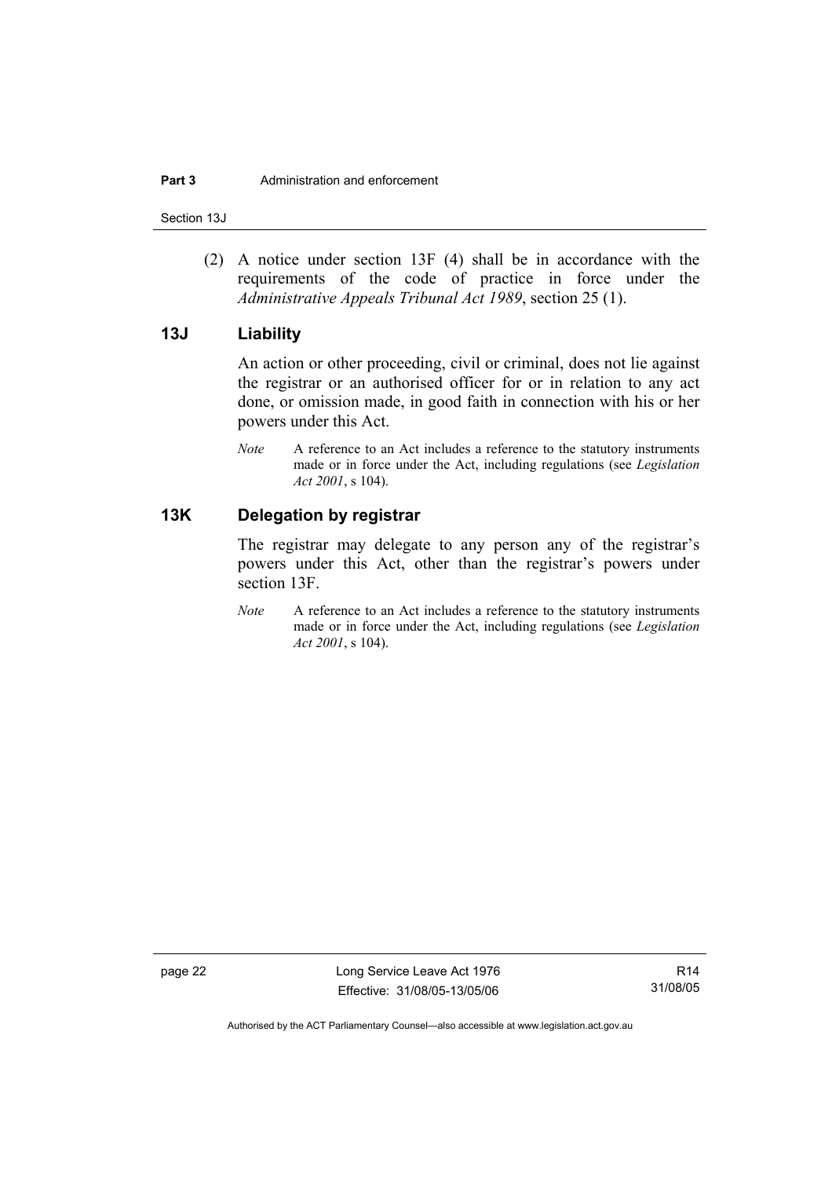(2) A notice under section 13F (4) shall be in accordance with the requirements of the code of practice in force under the *Administrative Appeals Tribunal Act 1989*, section 25 (1).

### 13J Liability

An action or other proceeding, civil or criminal, does not lie against the registrar or an authorised officer for or in relation to any act done, or omission made, in good faith in connection with his or her powers under this Act.

*Note* A reference to an Act includes a reference to the statutory instruments made or in force under the Act, including regulations (see *Legislation Act 2001*, s 104).

### 13K Delegation by registrar

The registrar may delegate to any person any of the registrar's powers under this Act, other than the registrar's powers under section 13F.

*Note* A reference to an Act includes a reference to the statutory instruments made or in force under the Act, including regulations (see *Legislation Act 2001*, s 104).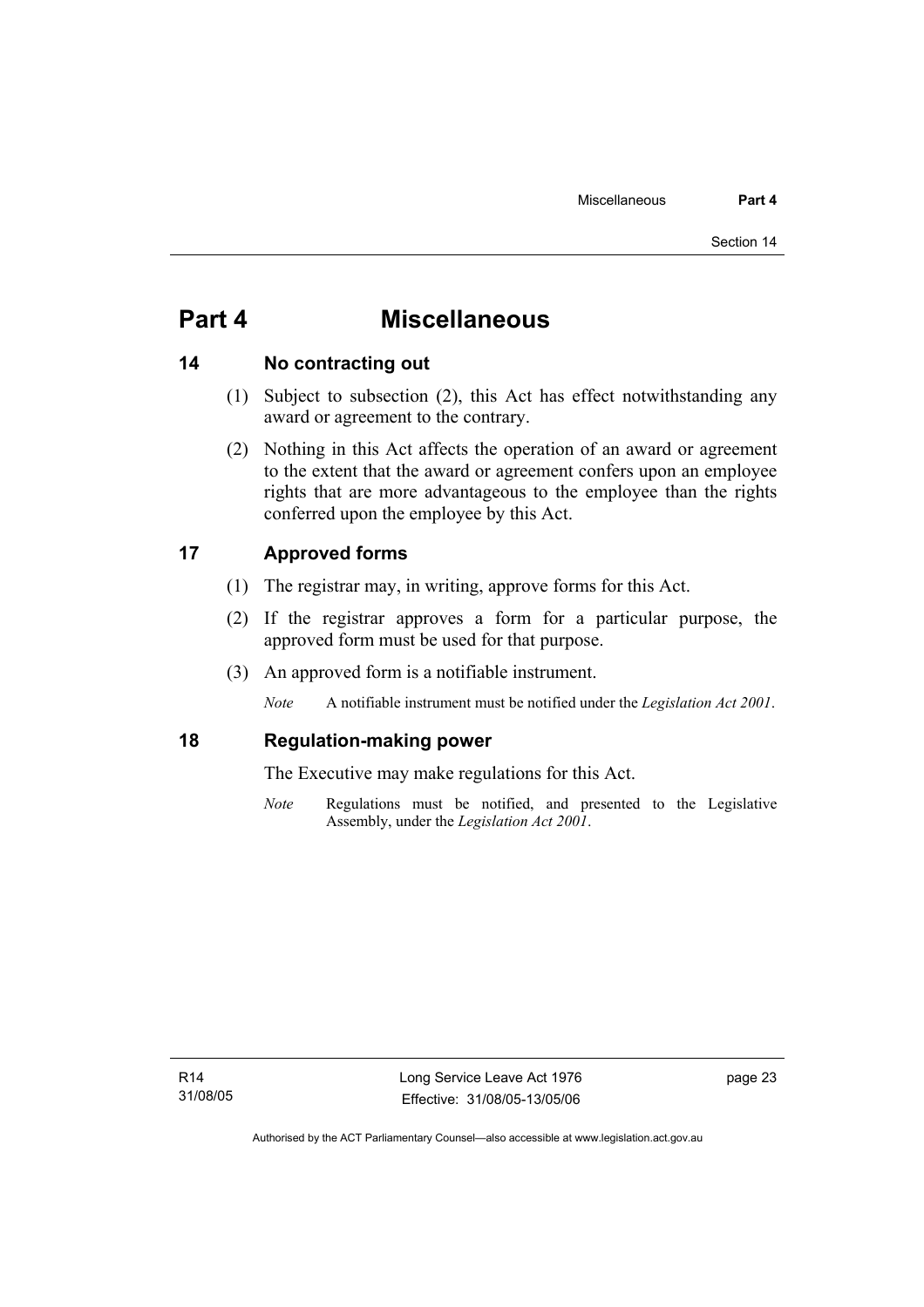# Part 4 Miscellaneous

## 14 No contracting out

(1) Subject to subsection (2), this Act has effect notwithstanding any award or agreement to the contrary.

(2) Nothing in this Act affects the operation of an award or agreement to the extent that the award or agreement confers upon an employee rights that are more advantageous to the employee than the rights conferred upon the employee by this Act.

## 17 Approved forms

(1) The registrar may, in writing, approve forms for this Act.

(2) If the registrar approves a form for a particular purpose, the approved form must be used for that purpose.

(3) An approved form is a notifiable instrument.

*Note* A notifiable instrument must be notified under the *Legislation Act 2001*.

## 18 Regulation-making power

The Executive may make regulations for this Act.

*Note* Regulations must be notified, and presented to the Legislative Assembly, under the *Legislation Act 2001*.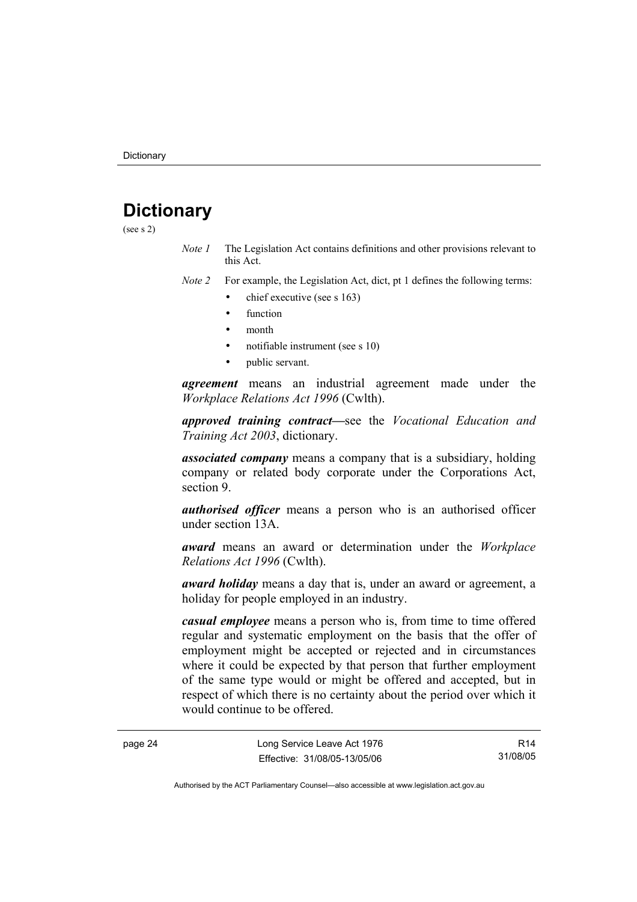# Dictionary

(see s 2)

*Note 1* The Legislation Act contains definitions and other provisions relevant to this Act.

*Note 2* For example, the Legislation Act, dict, pt 1 defines the following terms:

- chief executive (see s 163)
- function
- month
- notifiable instrument (see s 10)
- public servant.

***agreement*** means an industrial agreement made under the *Workplace Relations Act 1996* (Cwlth).

***approved training contract***—see the *Vocational Education and Training Act 2003*, dictionary.

***associated company*** means a company that is a subsidiary, holding company or related body corporate under the Corporations Act, section 9.

***authorised officer*** means a person who is an authorised officer under section 13A.

***award*** means an award or determination under the *Workplace Relations Act 1996* (Cwlth).

***award holiday*** means a day that is, under an award or agreement, a holiday for people employed in an industry.

***casual employee*** means a person who is, from time to time offered regular and systematic employment on the basis that the offer of employment might be accepted or rejected and in circumstances where it could be expected by that person that further employment of the same type would or might be offered and accepted, but in respect of which there is no certainty about the period over which it would continue to be offered.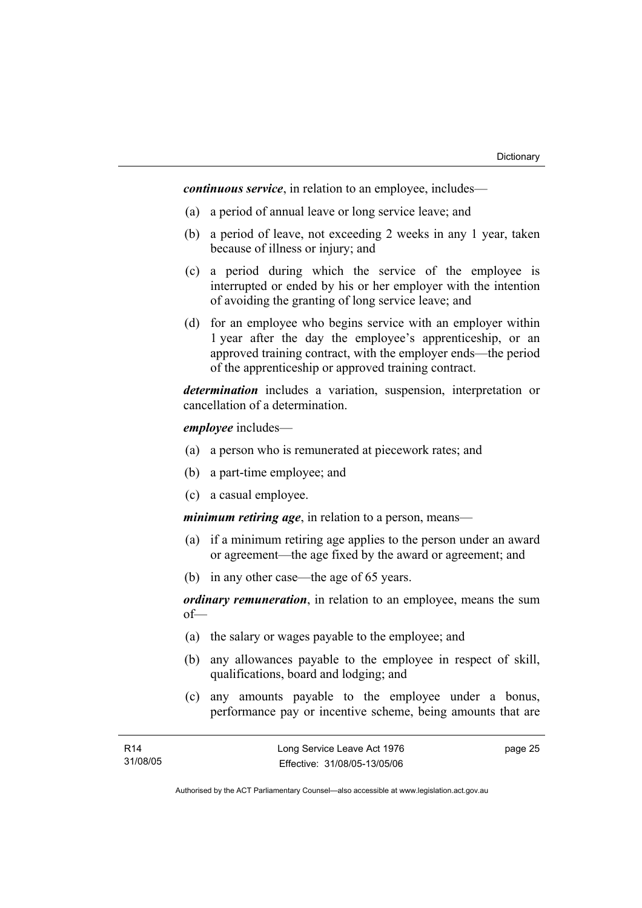***continuous service***, in relation to an employee, includes—

(a) a period of annual leave or long service leave; and

(b) a period of leave, not exceeding 2 weeks in any 1 year, taken because of illness or injury; and

(c) a period during which the service of the employee is interrupted or ended by his or her employer with the intention of avoiding the granting of long service leave; and

(d) for an employee who begins service with an employer within 1 year after the day the employee's apprenticeship, or an approved training contract, with the employer ends—the period of the apprenticeship or approved training contract.

***determination*** includes a variation, suspension, interpretation or cancellation of a determination.

***employee*** includes—

(a) a person who is remunerated at piecework rates; and

(b) a part-time employee; and

(c) a casual employee.

***minimum retiring age***, in relation to a person, means—

(a) if a minimum retiring age applies to the person under an award or agreement—the age fixed by the award or agreement; and

(b) in any other case—the age of 65 years.

***ordinary remuneration***, in relation to an employee, means the sum of—

(a) the salary or wages payable to the employee; and

(b) any allowances payable to the employee in respect of skill, qualifications, board and lodging; and

(c) any amounts payable to the employee under a bonus, performance pay or incentive scheme, being amounts that are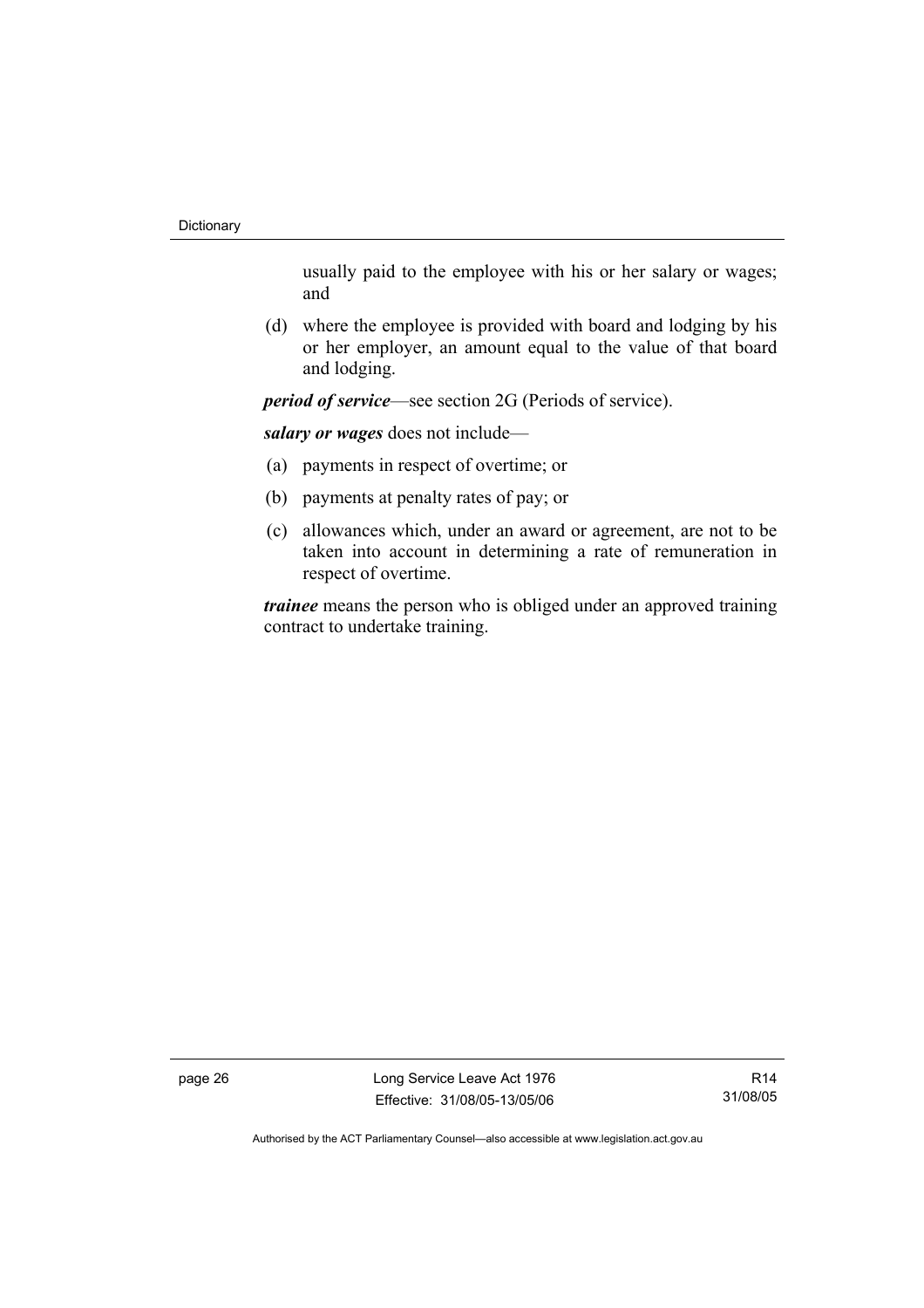usually paid to the employee with his or her salary or wages; and

(d) where the employee is provided with board and lodging by his or her employer, an amount equal to the value of that board and lodging.

***period of service***—see section 2G (Periods of service).

***salary or wages*** does not include—

(a) payments in respect of overtime; or

(b) payments at penalty rates of pay; or

(c) allowances which, under an award or agreement, are not to be taken into account in determining a rate of remuneration in respect of overtime.

***trainee*** means the person who is obliged under an approved training contract to undertake training.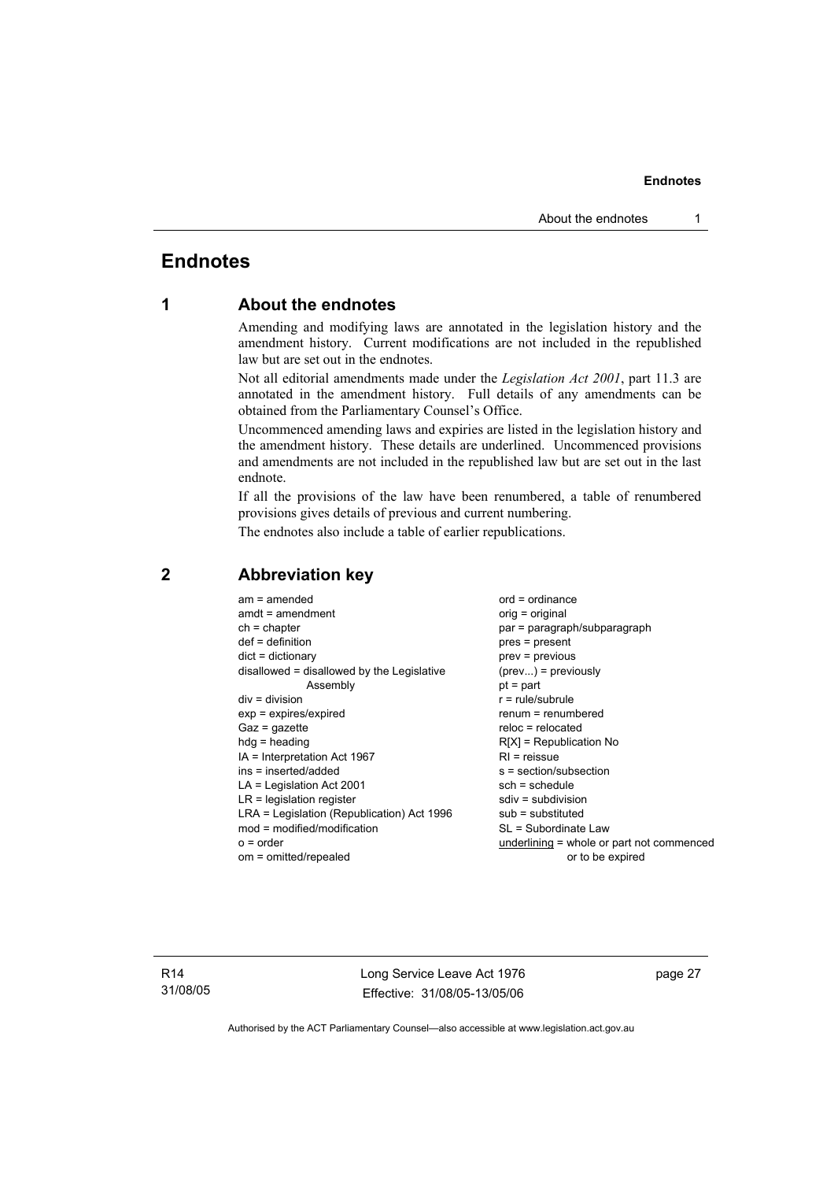# Endnotes

## 1 About the endnotes

Amending and modifying laws are annotated in the legislation history and the amendment history. Current modifications are not included in the republished law but are set out in the endnotes.

Not all editorial amendments made under the *Legislation Act 2001*, part 11.3 are annotated in the amendment history. Full details of any amendments can be obtained from the Parliamentary Counsel's Office.

Uncommenced amending laws and expiries are listed in the legislation history and the amendment history. These details are underlined. Uncommenced provisions and amendments are not included in the republished law but are set out in the last endnote.

If all the provisions of the law have been renumbered, a table of renumbered provisions gives details of previous and current numbering.

The endnotes also include a table of earlier republications.

## 2 Abbreviation key

am = amended
amdt = amendment
ch = chapter
def = definition
dict = dictionary
disallowed = disallowed by the Legislative Assembly
div = division
exp = expires/expired
Gaz = gazette
hdg = heading
IA = Interpretation Act 1967
ins = inserted/added
LA = Legislation Act 2001
LR = legislation register
LRA = Legislation (Republication) Act 1996
mod = modified/modification
o = order
om = omitted/repealed
ord = ordinance
orig = original
par = paragraph/subparagraph
pres = present
prev = previous
(prev...) = previously
pt = part
r = rule/subrule
renum = renumbered
reloc = relocated
R[X] = Republication No
RI = reissue
s = section/subsection
sch = schedule
sdiv = subdivision
sub = substituted
SL = Subordinate Law
<u>underlining</u> = whole or part not commenced or to be expired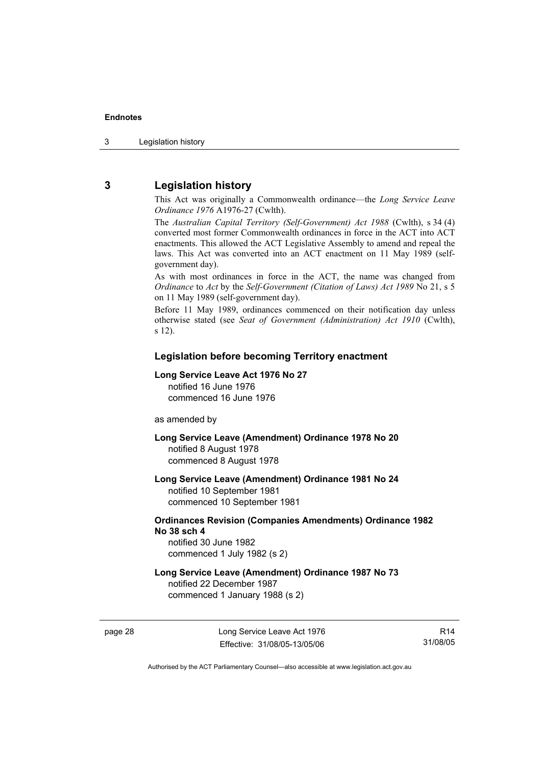## 3 Legislation history

This Act was originally a Commonwealth ordinance—the *Long Service Leave Ordinance 1976* A1976-27 (Cwlth).

The *Australian Capital Territory (Self-Government) Act 1988* (Cwlth), s 34 (4) converted most former Commonwealth ordinances in force in the ACT into ACT enactments. This allowed the ACT Legislative Assembly to amend and repeal the laws. This Act was converted into an ACT enactment on 11 May 1989 (self-government day).

As with most ordinances in force in the ACT, the name was changed from *Ordinance* to *Act* by the *Self-Government (Citation of Laws) Act 1989* No 21, s 5 on 11 May 1989 (self-government day).

Before 11 May 1989, ordinances commenced on their notification day unless otherwise stated (see *Seat of Government (Administration) Act 1910* (Cwlth), s 12).

### Legislation before becoming Territory enactment

**Long Service Leave Act 1976 No 27**
notified 16 June 1976
commenced 16 June 1976

as amended by

**Long Service Leave (Amendment) Ordinance 1978 No 20**
notified 8 August 1978
commenced 8 August 1978

**Long Service Leave (Amendment) Ordinance 1981 No 24**
notified 10 September 1981
commenced 10 September 1981

**Ordinances Revision (Companies Amendments) Ordinance 1982 No 38 sch 4**
notified 30 June 1982
commenced 1 July 1982 (s 2)

**Long Service Leave (Amendment) Ordinance 1987 No 73**
notified 22 December 1987
commenced 1 January 1988 (s 2)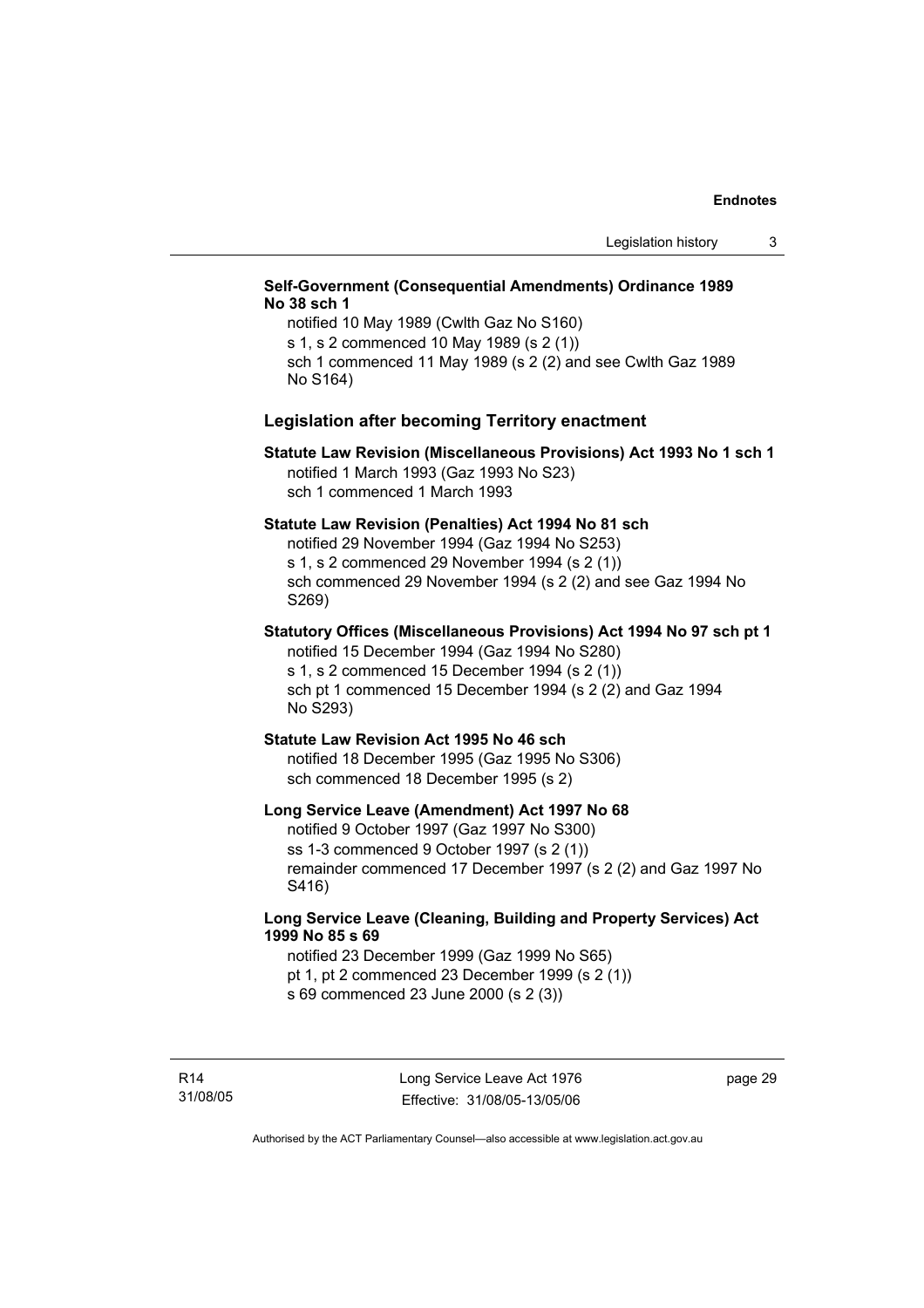**Self-Government (Consequential Amendments) Ordinance 1989 No 38 sch 1**

notified 10 May 1989 (Cwlth Gaz No S160)
s 1, s 2 commenced 10 May 1989 (s 2 (1))
sch 1 commenced 11 May 1989 (s 2 (2) and see Cwlth Gaz 1989 No S164)

### Legislation after becoming Territory enactment

**Statute Law Revision (Miscellaneous Provisions) Act 1993 No 1 sch 1**

notified 1 March 1993 (Gaz 1993 No S23)
sch 1 commenced 1 March 1993

**Statute Law Revision (Penalties) Act 1994 No 81 sch**

notified 29 November 1994 (Gaz 1994 No S253)
s 1, s 2 commenced 29 November 1994 (s 2 (1))
sch commenced 29 November 1994 (s 2 (2) and see Gaz 1994 No S269)

**Statutory Offices (Miscellaneous Provisions) Act 1994 No 97 sch pt 1**

notified 15 December 1994 (Gaz 1994 No S280)
s 1, s 2 commenced 15 December 1994 (s 2 (1))
sch pt 1 commenced 15 December 1994 (s 2 (2) and Gaz 1994 No S293)

**Statute Law Revision Act 1995 No 46 sch**

notified 18 December 1995 (Gaz 1995 No S306)
sch commenced 18 December 1995 (s 2)

**Long Service Leave (Amendment) Act 1997 No 68**

notified 9 October 1997 (Gaz 1997 No S300)
ss 1-3 commenced 9 October 1997 (s 2 (1))
remainder commenced 17 December 1997 (s 2 (2) and Gaz 1997 No S416)

**Long Service Leave (Cleaning, Building and Property Services) Act 1999 No 85 s 69**

notified 23 December 1999 (Gaz 1999 No S65)
pt 1, pt 2 commenced 23 December 1999 (s 2 (1))
s 69 commenced 23 June 2000 (s 2 (3))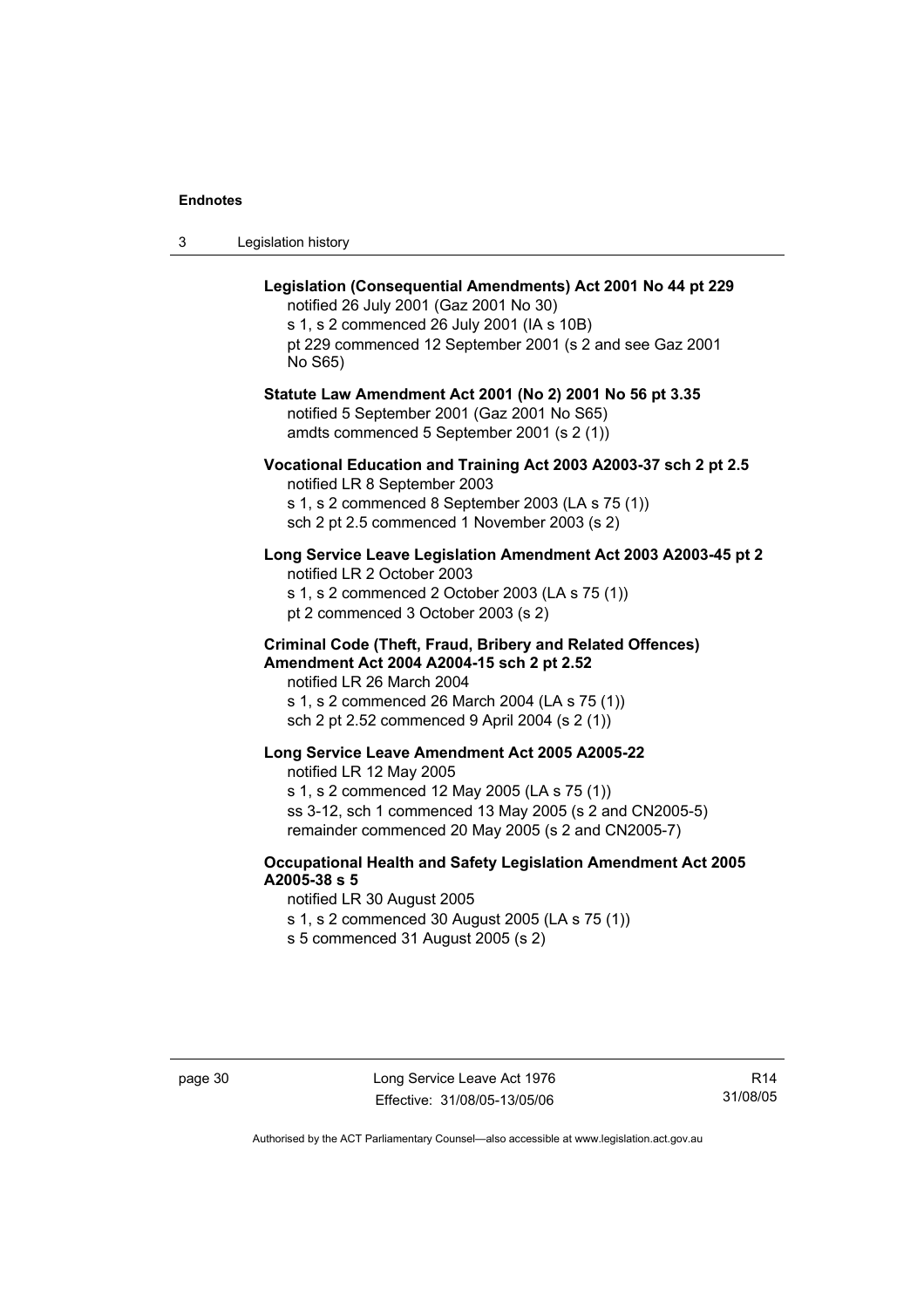**Legislation (Consequential Amendments) Act 2001 No 44 pt 229**
notified 26 July 2001 (Gaz 2001 No 30)
s 1, s 2 commenced 26 July 2001 (IA s 10B)
pt 229 commenced 12 September 2001 (s 2 and see Gaz 2001 No S65)

**Statute Law Amendment Act 2001 (No 2) 2001 No 56 pt 3.35**
notified 5 September 2001 (Gaz 2001 No S65)
amdts commenced 5 September 2001 (s 2 (1))

**Vocational Education and Training Act 2003 A2003-37 sch 2 pt 2.5**
notified LR 8 September 2003
s 1, s 2 commenced 8 September 2003 (LA s 75 (1))
sch 2 pt 2.5 commenced 1 November 2003 (s 2)

**Long Service Leave Legislation Amendment Act 2003 A2003-45 pt 2**
notified LR 2 October 2003
s 1, s 2 commenced 2 October 2003 (LA s 75 (1))
pt 2 commenced 3 October 2003 (s 2)

**Criminal Code (Theft, Fraud, Bribery and Related Offences) Amendment Act 2004 A2004-15 sch 2 pt 2.52**
notified LR 26 March 2004
s 1, s 2 commenced 26 March 2004 (LA s 75 (1))
sch 2 pt 2.52 commenced 9 April 2004 (s 2 (1))

**Long Service Leave Amendment Act 2005 A2005-22**
notified LR 12 May 2005
s 1, s 2 commenced 12 May 2005 (LA s 75 (1))
ss 3-12, sch 1 commenced 13 May 2005 (s 2 and CN2005-5)
remainder commenced 20 May 2005 (s 2 and CN2005-7)

**Occupational Health and Safety Legislation Amendment Act 2005 A2005-38 s 5**
notified LR 30 August 2005
s 1, s 2 commenced 30 August 2005 (LA s 75 (1))
s 5 commenced 31 August 2005 (s 2)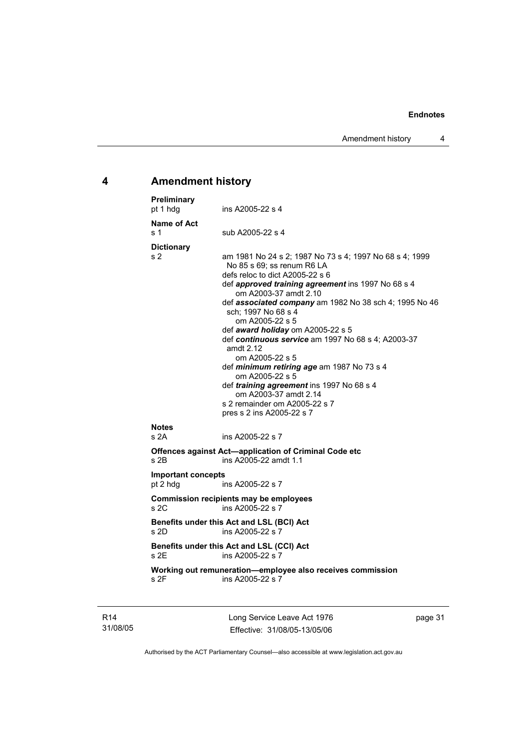## 4 Amendment history

**Preliminary**
pt 1 hdg ins A2005-22 s 4

**Name of Act**
s 1 sub A2005-22 s 4

**Dictionary**
s 2 am 1981 No 24 s 2; 1987 No 73 s 4; 1997 No 68 s 4; 1999 No 85 s 69; ss renum R6 LA
defs reloc to dict A2005-22 s 6
def ***approved training agreement*** ins 1997 No 68 s 4
om A2003-37 amdt 2.10
def ***associated company*** am 1982 No 38 sch 4; 1995 No 46 sch; 1997 No 68 s 4
om A2005-22 s 5
def ***award holiday*** om A2005-22 s 5
def ***continuous service*** am 1997 No 68 s 4; A2003-37 amdt 2.12
om A2005-22 s 5
def ***minimum retiring age*** am 1987 No 73 s 4
om A2005-22 s 5
def ***training agreement*** ins 1997 No 68 s 4
om A2003-37 amdt 2.14
s 2 remainder om A2005-22 s 7
pres s 2 ins A2005-22 s 7

**Notes**
s 2A ins A2005-22 s 7

**Offences against Act—application of Criminal Code etc**
s 2B ins A2005-22 amdt 1.1

**Important concepts**
pt 2 hdg ins A2005-22 s 7

**Commission recipients may be employees**
s 2C ins A2005-22 s 7

**Benefits under this Act and LSL (BCI) Act**
s 2D ins A2005-22 s 7

**Benefits under this Act and LSL (CCI) Act**
s 2E ins A2005-22 s 7

**Working out remuneration—employee also receives commission**
s 2F ins A2005-22 s 7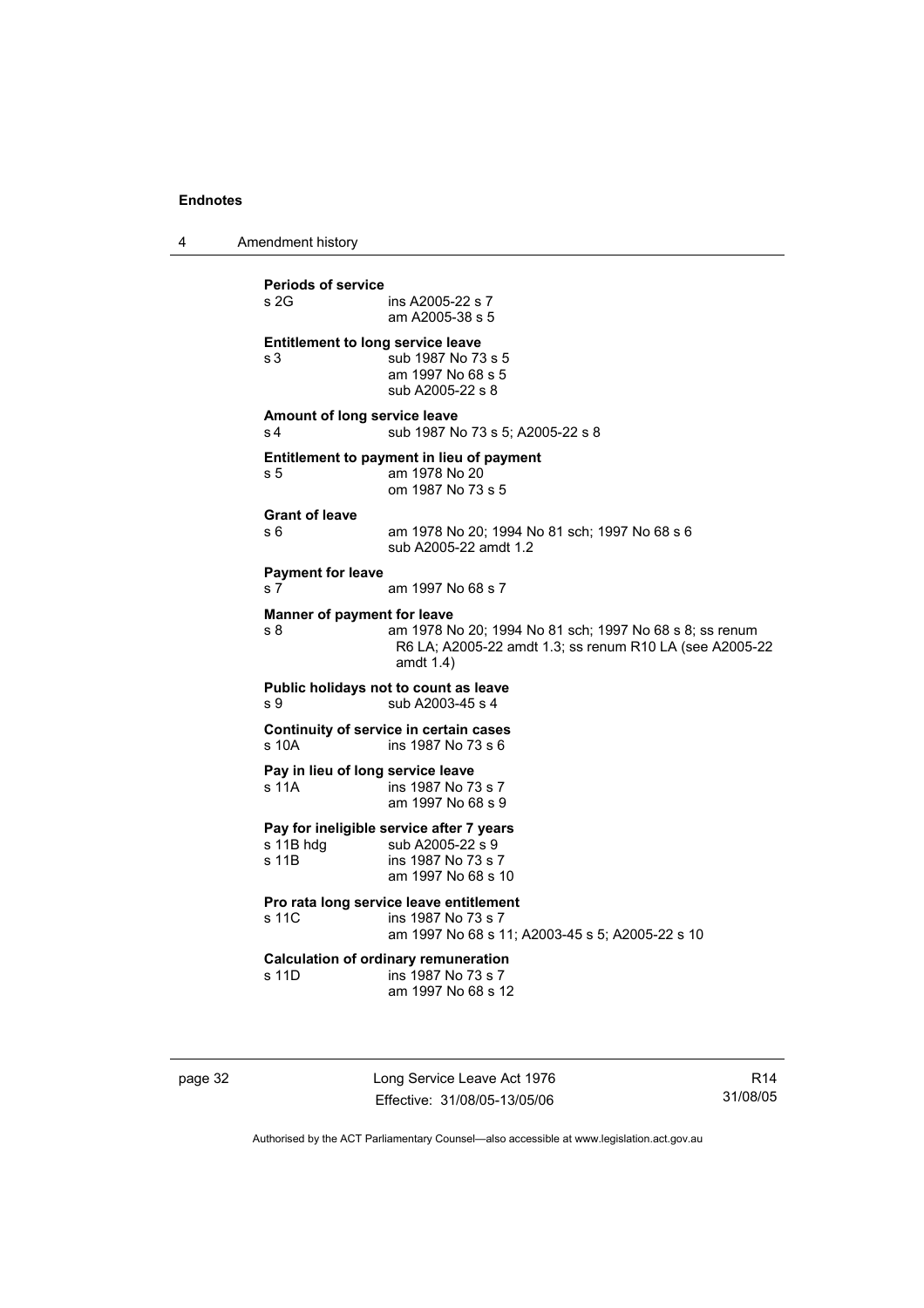**Periods of service**

s 2G ins A2005-22 s 7
am A2005-38 s 5

**Entitlement to long service leave**

s 3 sub 1987 No 73 s 5
am 1997 No 68 s 5
sub A2005-22 s 8

**Amount of long service leave**

s 4 sub 1987 No 73 s 5; A2005-22 s 8

**Entitlement to payment in lieu of payment**

s 5 am 1978 No 20
om 1987 No 73 s 5

**Grant of leave**

s 6 am 1978 No 20; 1994 No 81 sch; 1997 No 68 s 6
sub A2005-22 amdt 1.2

**Payment for leave**

s 7 am 1997 No 68 s 7

**Manner of payment for leave**

s 8 am 1978 No 20; 1994 No 81 sch; 1997 No 68 s 8; ss renum R6 LA; A2005-22 amdt 1.3; ss renum R10 LA (see A2005-22 amdt 1.4)

**Public holidays not to count as leave**

s 9 sub A2003-45 s 4

**Continuity of service in certain cases**

s 10A ins 1987 No 73 s 6

**Pay in lieu of long service leave**

s 11A ins 1987 No 73 s 7
am 1997 No 68 s 9

**Pay for ineligible service after 7 years**

s 11B hdg sub A2005-22 s 9
s 11B ins 1987 No 73 s 7
am 1997 No 68 s 10

**Pro rata long service leave entitlement**

s 11C ins 1987 No 73 s 7
am 1997 No 68 s 11; A2003-45 s 5; A2005-22 s 10

**Calculation of ordinary remuneration**

s 11D ins 1987 No 73 s 7
am 1997 No 68 s 12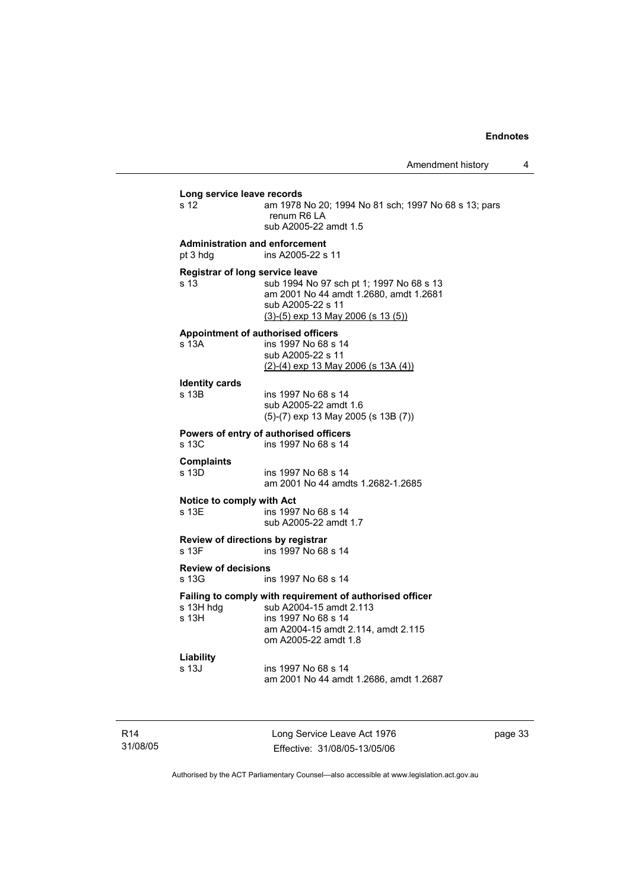**Long service leave records**

s 12 am 1978 No 20; 1994 No 81 sch; 1997 No 68 s 13; pars renum R6 LA
sub A2005-22 amdt 1.5

**Administration and enforcement**

pt 3 hdg ins A2005-22 s 11

**Registrar of long service leave**

s 13 sub 1994 No 97 sch pt 1; 1997 No 68 s 13
am 2001 No 44 amdt 1.2680, amdt 1.2681
sub A2005-22 s 11
(3)-(5) exp 13 May 2006 (s 13 (5))

**Appointment of authorised officers**

s 13A ins 1997 No 68 s 14
sub A2005-22 s 11
(2)-(4) exp 13 May 2006 (s 13A (4))

**Identity cards**

s 13B ins 1997 No 68 s 14
sub A2005-22 amdt 1.6
(5)-(7) exp 13 May 2005 (s 13B (7))

**Powers of entry of authorised officers**

s 13C ins 1997 No 68 s 14

**Complaints**

s 13D ins 1997 No 68 s 14
am 2001 No 44 amdts 1.2682-1.2685

**Notice to comply with Act**

s 13E ins 1997 No 68 s 14
sub A2005-22 amdt 1.7

**Review of directions by registrar**

s 13F ins 1997 No 68 s 14

**Review of decisions**

s 13G ins 1997 No 68 s 14

**Failing to comply with requirement of authorised officer**

s 13H hdg sub A2004-15 amdt 2.113
s 13H ins 1997 No 68 s 14
am A2004-15 amdt 2.114, amdt 2.115
om A2005-22 amdt 1.8

**Liability**

s 13J ins 1997 No 68 s 14
am 2001 No 44 amdt 1.2686, amdt 1.2687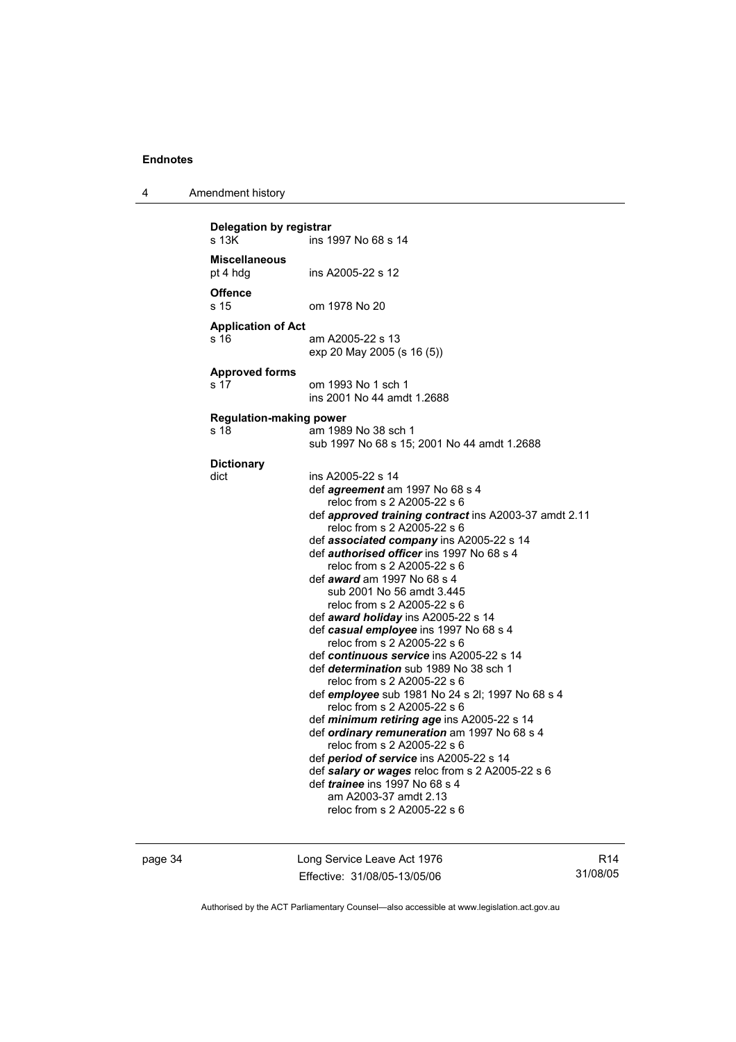**Delegation by registrar**
s 13K ins 1997 No 68 s 14

**Miscellaneous**
pt 4 hdg ins A2005-22 s 12

**Offence**
s 15 om 1978 No 20

**Application of Act**
s 16 am A2005-22 s 13
exp 20 May 2005 (s 16 (5))

**Approved forms**
s 17 om 1993 No 1 sch 1
ins 2001 No 44 amdt 1.2688

**Regulation-making power**
s 18 am 1989 No 38 sch 1
sub 1997 No 68 s 15; 2001 No 44 amdt 1.2688

**Dictionary**
dict ins A2005-22 s 14
def ***agreement*** am 1997 No 68 s 4
reloc from s 2 A2005-22 s 6
def ***approved training contract*** ins A2003-37 amdt 2.11
reloc from s 2 A2005-22 s 6
def ***associated company*** ins A2005-22 s 14
def ***authorised officer*** ins 1997 No 68 s 4
reloc from s 2 A2005-22 s 6
def ***award*** am 1997 No 68 s 4
sub 2001 No 56 amdt 3.445
reloc from s 2 A2005-22 s 6
def ***award holiday*** ins A2005-22 s 14
def ***casual employee*** ins 1997 No 68 s 4
reloc from s 2 A2005-22 s 6
def ***continuous service*** ins A2005-22 s 14
def ***determination*** sub 1989 No 38 sch 1
reloc from s 2 A2005-22 s 6
def ***employee*** sub 1981 No 24 s 2l; 1997 No 68 s 4
reloc from s 2 A2005-22 s 6
def ***minimum retiring age*** ins A2005-22 s 14
def ***ordinary remuneration*** am 1997 No 68 s 4
reloc from s 2 A2005-22 s 6
def ***period of service*** ins A2005-22 s 14
def ***salary or wages*** reloc from s 2 A2005-22 s 6
def ***trainee*** ins 1997 No 68 s 4
am A2003-37 amdt 2.13
reloc from s 2 A2005-22 s 6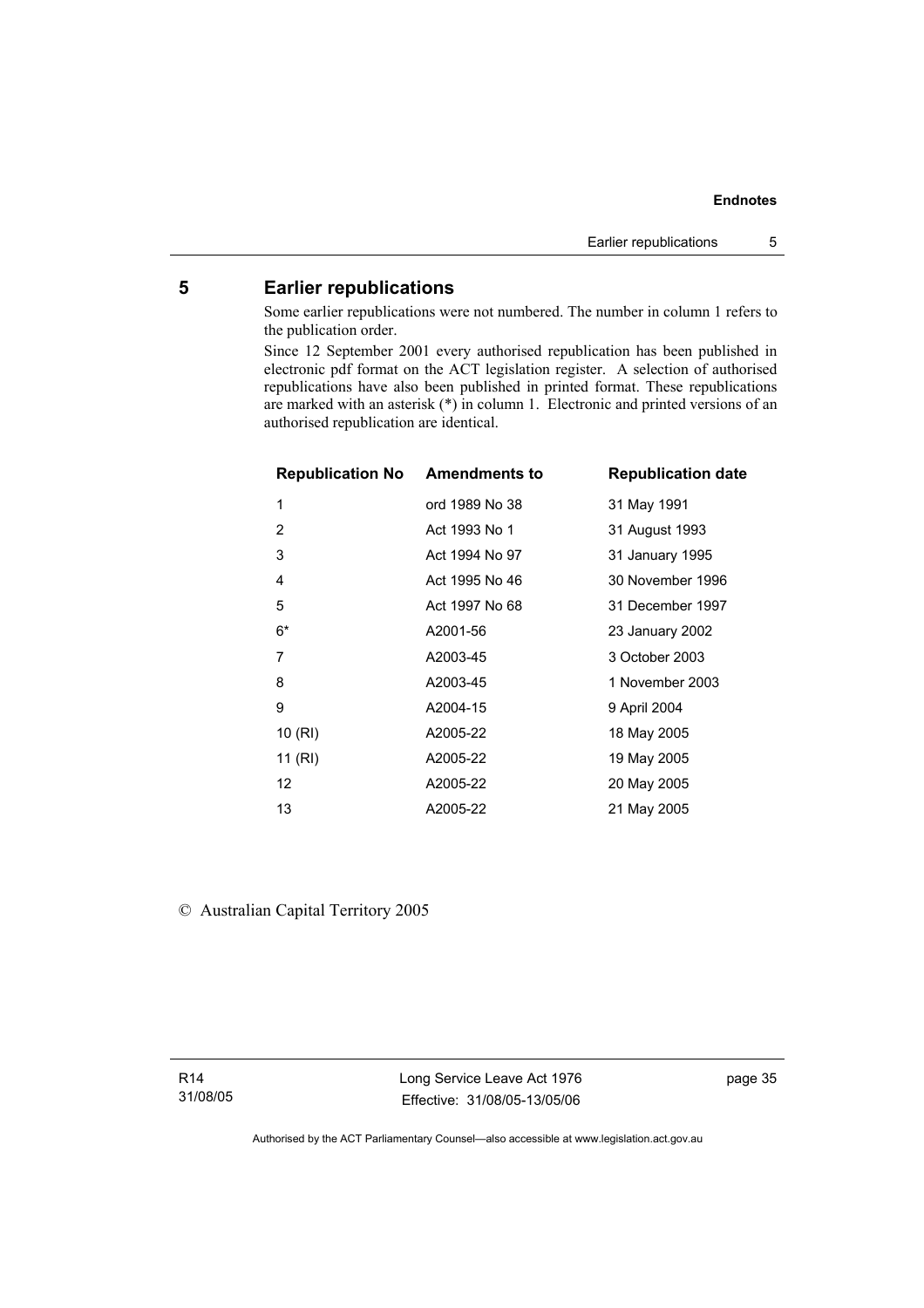## 5 Earlier republications

Some earlier republications were not numbered. The number in column 1 refers to the publication order.

Since 12 September 2001 every authorised republication has been published in electronic pdf format on the ACT legislation register. A selection of authorised republications have also been published in printed format. These republications are marked with an asterisk (*) in column 1. Electronic and printed versions of an authorised republication are identical.

| Republication No | Amendments to | Republication date |
|---|---|---|
| 1 | ord 1989 No 38 | 31 May 1991 |
| 2 | Act 1993 No 1 | 31 August 1993 |
| 3 | Act 1994 No 97 | 31 January 1995 |
| 4 | Act 1995 No 46 | 30 November 1996 |
| 5 | Act 1997 No 68 | 31 December 1997 |
| 6* | A2001-56 | 23 January 2002 |
| 7 | A2003-45 | 3 October 2003 |
| 8 | A2003-45 | 1 November 2003 |
| 9 | A2004-15 | 9 April 2004 |
| 10 (RI) | A2005-22 | 18 May 2005 |
| 11 (RI) | A2005-22 | 19 May 2005 |
| 12 | A2005-22 | 20 May 2005 |
| 13 | A2005-22 | 21 May 2005 |

© Australian Capital Territory 2005